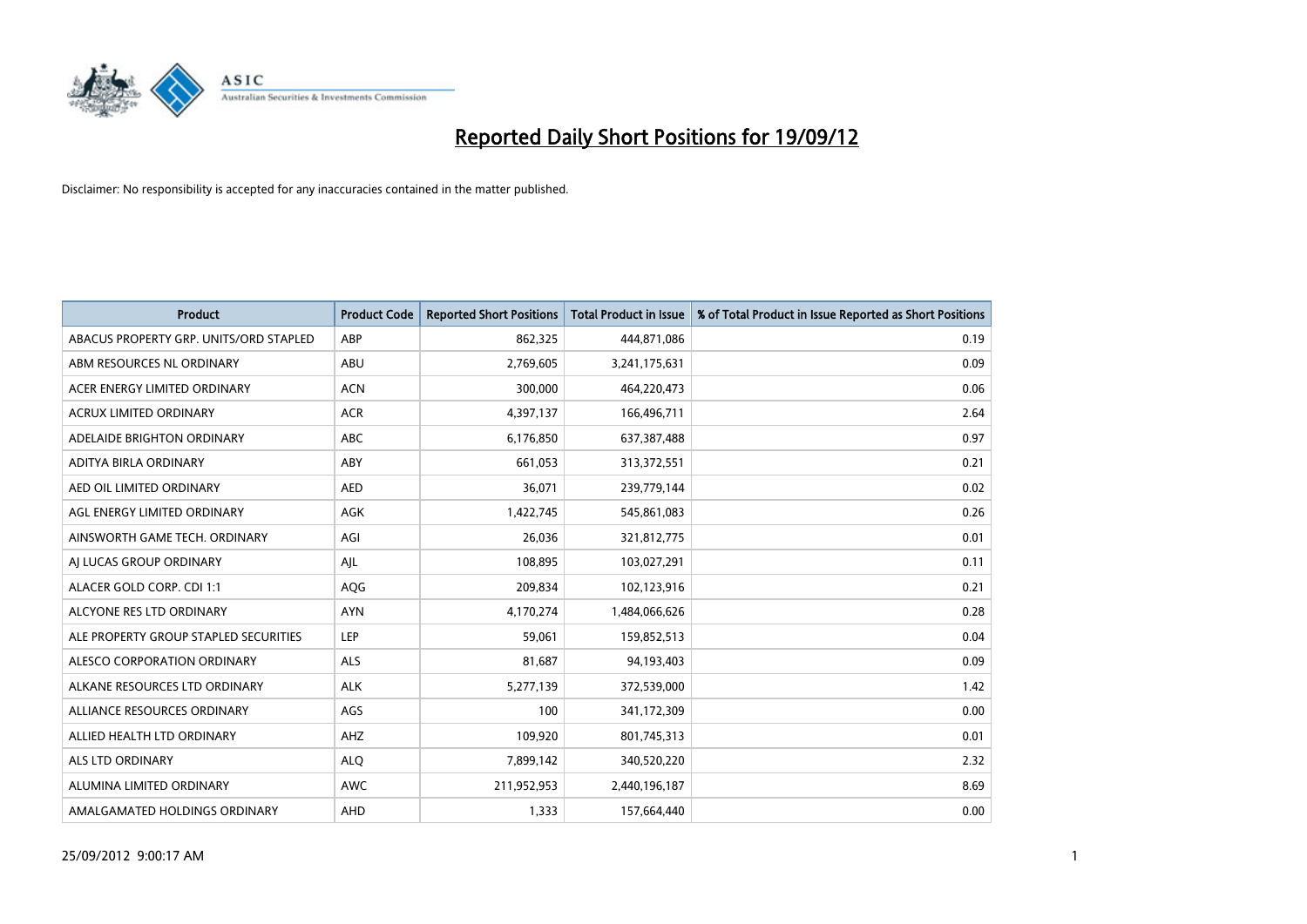# Reported Daily Short Positions for 19/09/12

Disclaimer: No responsibility is accepted for any inaccuracies contained in the matter published.

| Product | Product Code | Reported Short Positions | Total Product in Issue | % of Total Product in Issue Reported as Short Positions |
|---|---|---|---|---|
| ABACUS PROPERTY GRP. UNITS/ORD STAPLED | ABP | 862,325 | 444,871,086 | 0.19 |
| ABM RESOURCES NL ORDINARY | ABU | 2,769,605 | 3,241,175,631 | 0.09 |
| ACER ENERGY LIMITED ORDINARY | ACN | 300,000 | 464,220,473 | 0.06 |
| ACRUX LIMITED ORDINARY | ACR | 4,397,137 | 166,496,711 | 2.64 |
| ADELAIDE BRIGHTON ORDINARY | ABC | 6,176,850 | 637,387,488 | 0.97 |
| ADITYA BIRLA ORDINARY | ABY | 661,053 | 313,372,551 | 0.21 |
| AED OIL LIMITED ORDINARY | AED | 36,071 | 239,779,144 | 0.02 |
| AGL ENERGY LIMITED ORDINARY | AGK | 1,422,745 | 545,861,083 | 0.26 |
| AINSWORTH GAME TECH. ORDINARY | AGI | 26,036 | 321,812,775 | 0.01 |
| AJ LUCAS GROUP ORDINARY | AJL | 108,895 | 103,027,291 | 0.11 |
| ALACER GOLD CORP. CDI 1:1 | AQG | 209,834 | 102,123,916 | 0.21 |
| ALCYONE RES LTD ORDINARY | AYN | 4,170,274 | 1,484,066,626 | 0.28 |
| ALE PROPERTY GROUP STAPLED SECURITIES | LEP | 59,061 | 159,852,513 | 0.04 |
| ALESCO CORPORATION ORDINARY | ALS | 81,687 | 94,193,403 | 0.09 |
| ALKANE RESOURCES LTD ORDINARY | ALK | 5,277,139 | 372,539,000 | 1.42 |
| ALLIANCE RESOURCES ORDINARY | AGS | 100 | 341,172,309 | 0.00 |
| ALLIED HEALTH LTD ORDINARY | AHZ | 109,920 | 801,745,313 | 0.01 |
| ALS LTD ORDINARY | ALQ | 7,899,142 | 340,520,220 | 2.32 |
| ALUMINA LIMITED ORDINARY | AWC | 211,952,953 | 2,440,196,187 | 8.69 |
| AMALGAMATED HOLDINGS ORDINARY | AHD | 1,333 | 157,664,440 | 0.00 |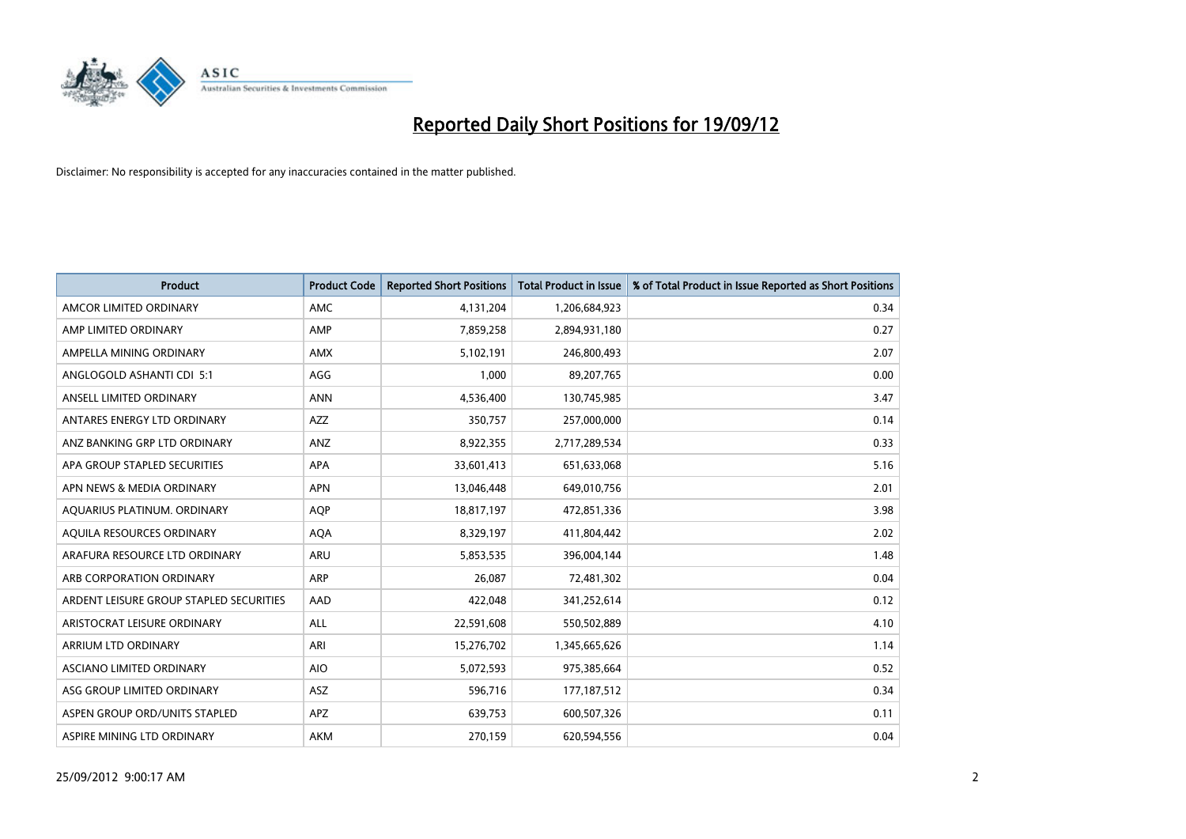# Reported Daily Short Positions for 19/09/12

Disclaimer: No responsibility is accepted for any inaccuracies contained in the matter published.

| Product | Product Code | Reported Short Positions | Total Product in Issue | % of Total Product in Issue Reported as Short Positions |
|---|---|---|---|---|
| AMCOR LIMITED ORDINARY | AMC | 4,131,204 | 1,206,684,923 | 0.34 |
| AMP LIMITED ORDINARY | AMP | 7,859,258 | 2,894,931,180 | 0.27 |
| AMPELLA MINING ORDINARY | AMX | 5,102,191 | 246,800,493 | 2.07 |
| ANGLOGOLD ASHANTI CDI 5:1 | AGG | 1,000 | 89,207,765 | 0.00 |
| ANSELL LIMITED ORDINARY | ANN | 4,536,400 | 130,745,985 | 3.47 |
| ANTARES ENERGY LTD ORDINARY | AZZ | 350,757 | 257,000,000 | 0.14 |
| ANZ BANKING GRP LTD ORDINARY | ANZ | 8,922,355 | 2,717,289,534 | 0.33 |
| APA GROUP STAPLED SECURITIES | APA | 33,601,413 | 651,633,068 | 5.16 |
| APN NEWS & MEDIA ORDINARY | APN | 13,046,448 | 649,010,756 | 2.01 |
| AQUARIUS PLATINUM. ORDINARY | AQP | 18,817,197 | 472,851,336 | 3.98 |
| AQUILA RESOURCES ORDINARY | AQA | 8,329,197 | 411,804,442 | 2.02 |
| ARAFURA RESOURCE LTD ORDINARY | ARU | 5,853,535 | 396,004,144 | 1.48 |
| ARB CORPORATION ORDINARY | ARP | 26,087 | 72,481,302 | 0.04 |
| ARDENT LEISURE GROUP STAPLED SECURITIES | AAD | 422,048 | 341,252,614 | 0.12 |
| ARISTOCRAT LEISURE ORDINARY | ALL | 22,591,608 | 550,502,889 | 4.10 |
| ARRIUM LTD ORDINARY | ARI | 15,276,702 | 1,345,665,626 | 1.14 |
| ASCIANO LIMITED ORDINARY | AIO | 5,072,593 | 975,385,664 | 0.52 |
| ASG GROUP LIMITED ORDINARY | ASZ | 596,716 | 177,187,512 | 0.34 |
| ASPEN GROUP ORD/UNITS STAPLED | APZ | 639,753 | 600,507,326 | 0.11 |
| ASPIRE MINING LTD ORDINARY | AKM | 270,159 | 620,594,556 | 0.04 |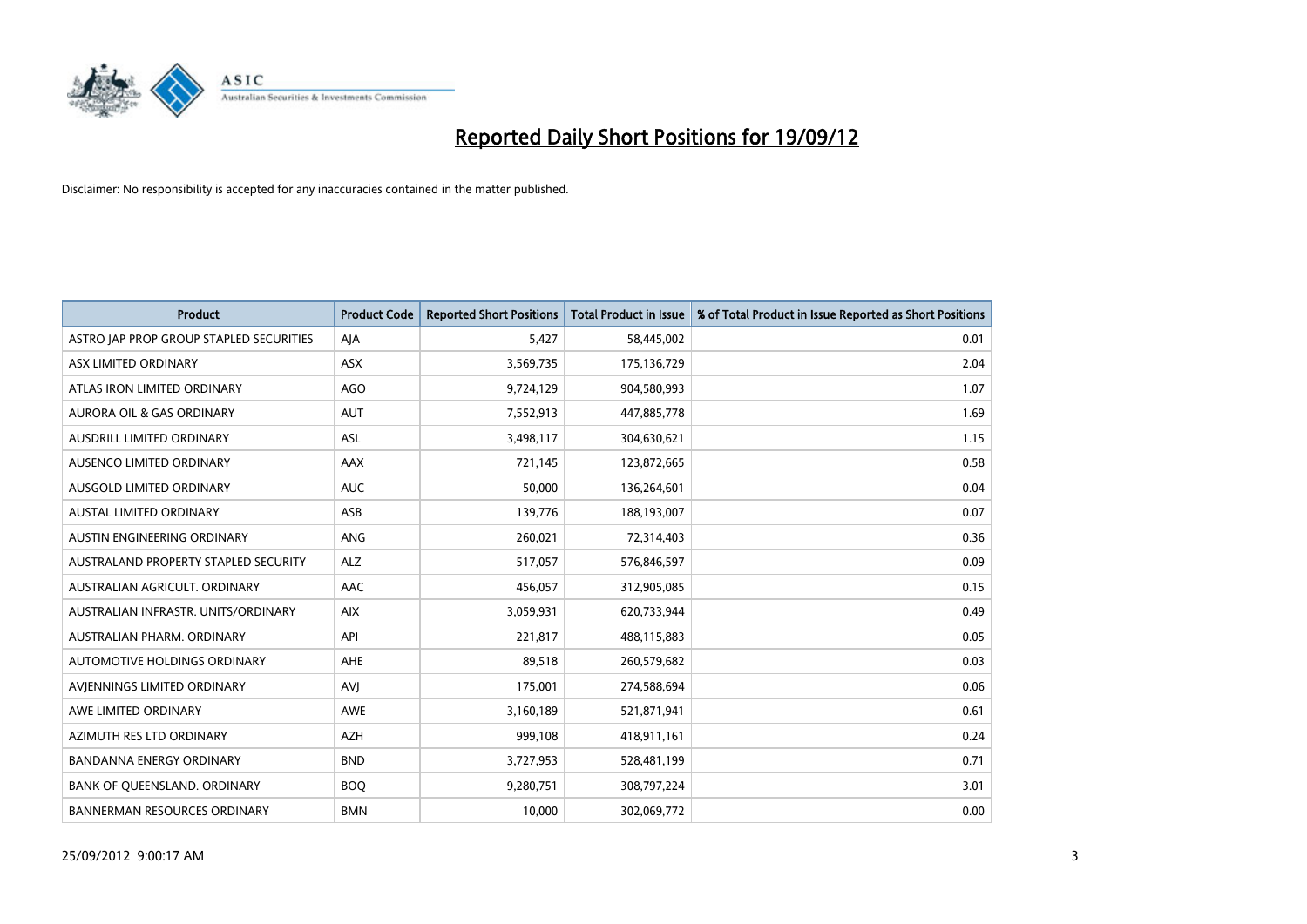# Reported Daily Short Positions for 19/09/12

Disclaimer: No responsibility is accepted for any inaccuracies contained in the matter published.

| Product | Product Code | Reported Short Positions | Total Product in Issue | % of Total Product in Issue Reported as Short Positions |
|---|---|---|---|---|
| ASTRO JAP PROP GROUP STAPLED SECURITIES | AJA | 5,427 | 58,445,002 | 0.01 |
| ASX LIMITED ORDINARY | ASX | 3,569,735 | 175,136,729 | 2.04 |
| ATLAS IRON LIMITED ORDINARY | AGO | 9,724,129 | 904,580,993 | 1.07 |
| AURORA OIL & GAS ORDINARY | AUT | 7,552,913 | 447,885,778 | 1.69 |
| AUSDRILL LIMITED ORDINARY | ASL | 3,498,117 | 304,630,621 | 1.15 |
| AUSENCO LIMITED ORDINARY | AAX | 721,145 | 123,872,665 | 0.58 |
| AUSGOLD LIMITED ORDINARY | AUC | 50,000 | 136,264,601 | 0.04 |
| AUSTAL LIMITED ORDINARY | ASB | 139,776 | 188,193,007 | 0.07 |
| AUSTIN ENGINEERING ORDINARY | ANG | 260,021 | 72,314,403 | 0.36 |
| AUSTRALAND PROPERTY STAPLED SECURITY | ALZ | 517,057 | 576,846,597 | 0.09 |
| AUSTRALIAN AGRICULT. ORDINARY | AAC | 456,057 | 312,905,085 | 0.15 |
| AUSTRALIAN INFRASTR. UNITS/ORDINARY | AIX | 3,059,931 | 620,733,944 | 0.49 |
| AUSTRALIAN PHARM. ORDINARY | API | 221,817 | 488,115,883 | 0.05 |
| AUTOMOTIVE HOLDINGS ORDINARY | AHE | 89,518 | 260,579,682 | 0.03 |
| AVJENNINGS LIMITED ORDINARY | AVJ | 175,001 | 274,588,694 | 0.06 |
| AWE LIMITED ORDINARY | AWE | 3,160,189 | 521,871,941 | 0.61 |
| AZIMUTH RES LTD ORDINARY | AZH | 999,108 | 418,911,161 | 0.24 |
| BANDANNA ENERGY ORDINARY | BND | 3,727,953 | 528,481,199 | 0.71 |
| BANK OF QUEENSLAND. ORDINARY | BOQ | 9,280,751 | 308,797,224 | 3.01 |
| BANNERMAN RESOURCES ORDINARY | BMN | 10,000 | 302,069,772 | 0.00 |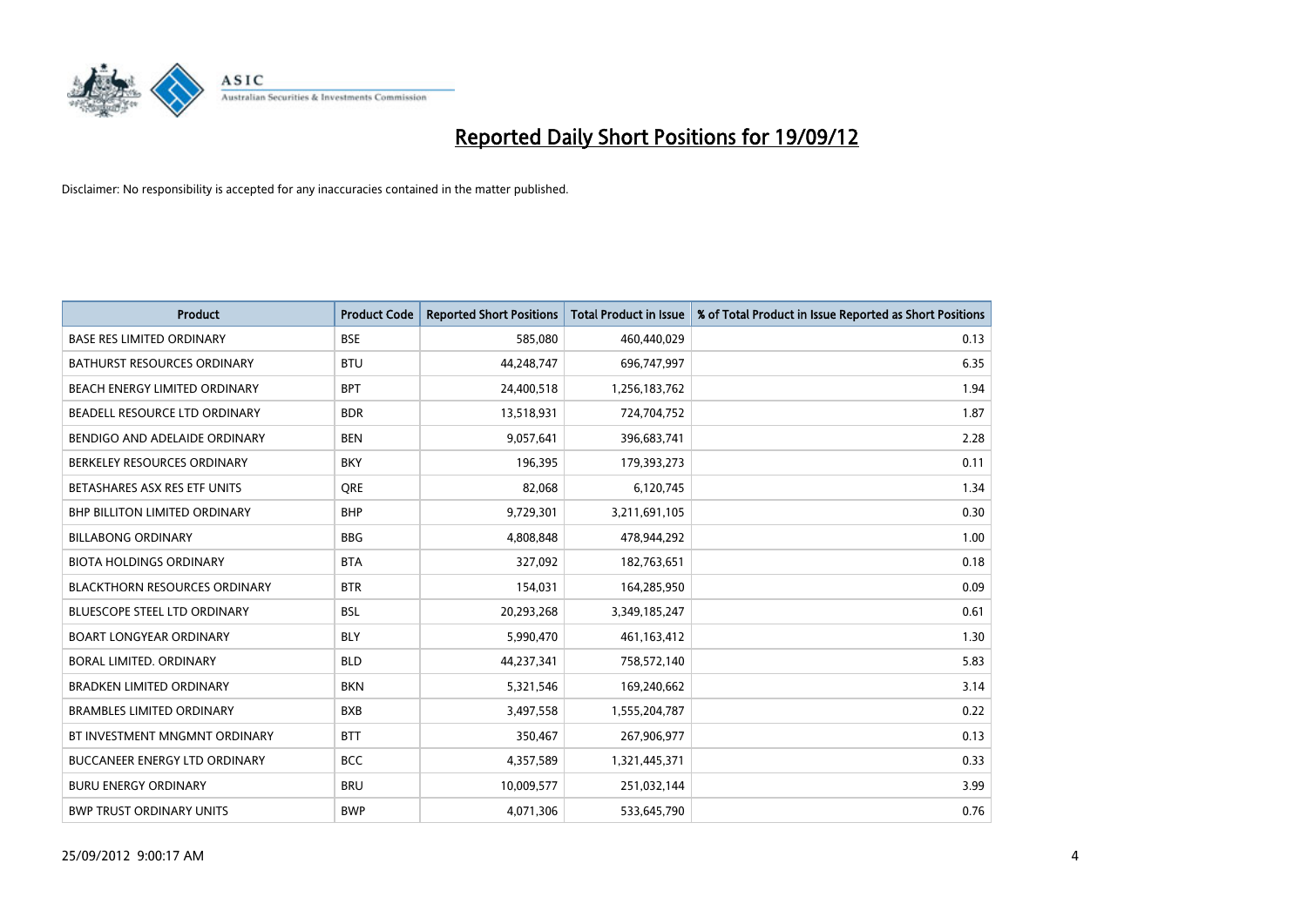# Reported Daily Short Positions for 19/09/12

Disclaimer: No responsibility is accepted for any inaccuracies contained in the matter published.

| Product | Product Code | Reported Short Positions | Total Product in Issue | % of Total Product in Issue Reported as Short Positions |
|---|---|---|---|---|
| BASE RES LIMITED ORDINARY | BSE | 585,080 | 460,440,029 | 0.13 |
| BATHURST RESOURCES ORDINARY | BTU | 44,248,747 | 696,747,997 | 6.35 |
| BEACH ENERGY LIMITED ORDINARY | BPT | 24,400,518 | 1,256,183,762 | 1.94 |
| BEADELL RESOURCE LTD ORDINARY | BDR | 13,518,931 | 724,704,752 | 1.87 |
| BENDIGO AND ADELAIDE ORDINARY | BEN | 9,057,641 | 396,683,741 | 2.28 |
| BERKELEY RESOURCES ORDINARY | BKY | 196,395 | 179,393,273 | 0.11 |
| BETASHARES ASX RES ETF UNITS | QRE | 82,068 | 6,120,745 | 1.34 |
| BHP BILLITON LIMITED ORDINARY | BHP | 9,729,301 | 3,211,691,105 | 0.30 |
| BILLABONG ORDINARY | BBG | 4,808,848 | 478,944,292 | 1.00 |
| BIOTA HOLDINGS ORDINARY | BTA | 327,092 | 182,763,651 | 0.18 |
| BLACKTHORN RESOURCES ORDINARY | BTR | 154,031 | 164,285,950 | 0.09 |
| BLUESCOPE STEEL LTD ORDINARY | BSL | 20,293,268 | 3,349,185,247 | 0.61 |
| BOART LONGYEAR ORDINARY | BLY | 5,990,470 | 461,163,412 | 1.30 |
| BORAL LIMITED. ORDINARY | BLD | 44,237,341 | 758,572,140 | 5.83 |
| BRADKEN LIMITED ORDINARY | BKN | 5,321,546 | 169,240,662 | 3.14 |
| BRAMBLES LIMITED ORDINARY | BXB | 3,497,558 | 1,555,204,787 | 0.22 |
| BT INVESTMENT MNGMNT ORDINARY | BTT | 350,467 | 267,906,977 | 0.13 |
| BUCCANEER ENERGY LTD ORDINARY | BCC | 4,357,589 | 1,321,445,371 | 0.33 |
| BURU ENERGY ORDINARY | BRU | 10,009,577 | 251,032,144 | 3.99 |
| BWP TRUST ORDINARY UNITS | BWP | 4,071,306 | 533,645,790 | 0.76 |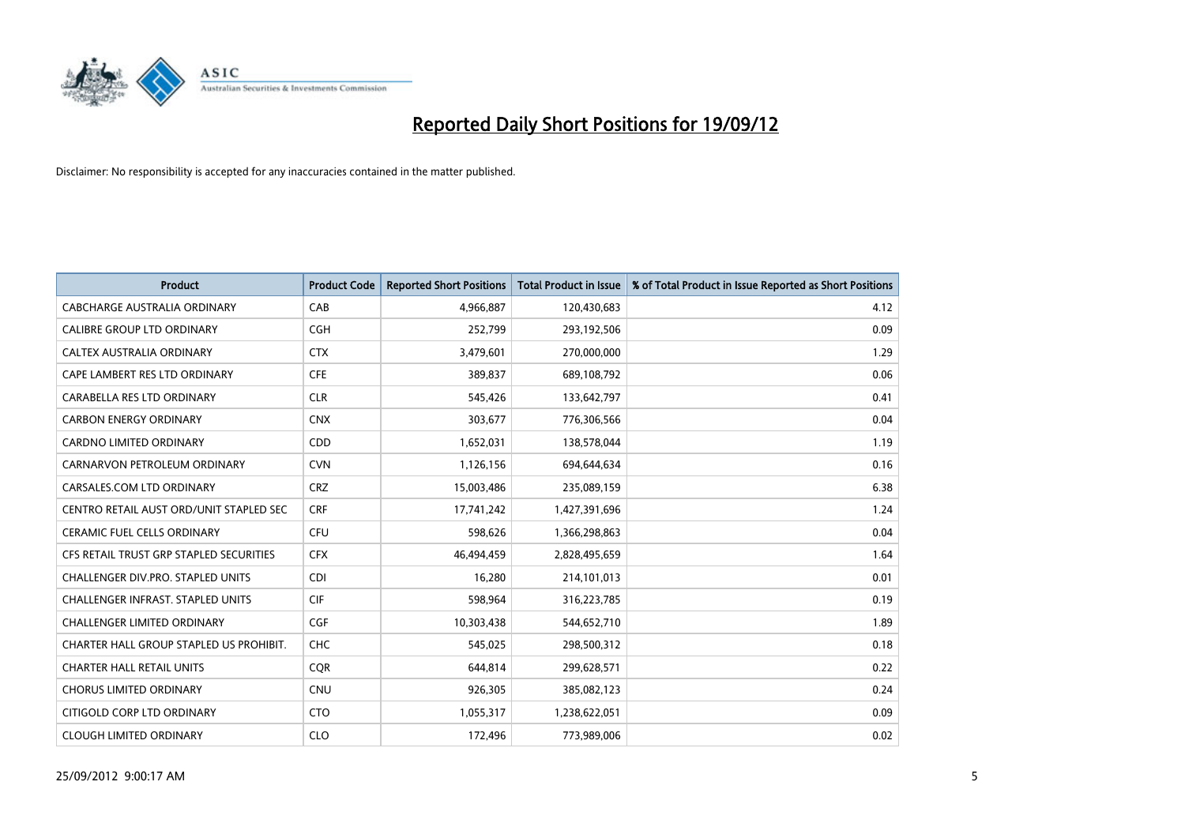# Reported Daily Short Positions for 19/09/12

Disclaimer: No responsibility is accepted for any inaccuracies contained in the matter published.

| Product | Product Code | Reported Short Positions | Total Product in Issue | % of Total Product in Issue Reported as Short Positions |
|---|---|---|---|---|
| CABCHARGE AUSTRALIA ORDINARY | CAB | 4,966,887 | 120,430,683 | 4.12 |
| CALIBRE GROUP LTD ORDINARY | CGH | 252,799 | 293,192,506 | 0.09 |
| CALTEX AUSTRALIA ORDINARY | CTX | 3,479,601 | 270,000,000 | 1.29 |
| CAPE LAMBERT RES LTD ORDINARY | CFE | 389,837 | 689,108,792 | 0.06 |
| CARABELLA RES LTD ORDINARY | CLR | 545,426 | 133,642,797 | 0.41 |
| CARBON ENERGY ORDINARY | CNX | 303,677 | 776,306,566 | 0.04 |
| CARDNO LIMITED ORDINARY | CDD | 1,652,031 | 138,578,044 | 1.19 |
| CARNARVON PETROLEUM ORDINARY | CVN | 1,126,156 | 694,644,634 | 0.16 |
| CARSALES.COM LTD ORDINARY | CRZ | 15,003,486 | 235,089,159 | 6.38 |
| CENTRO RETAIL AUST ORD/UNIT STAPLED SEC | CRF | 17,741,242 | 1,427,391,696 | 1.24 |
| CERAMIC FUEL CELLS ORDINARY | CFU | 598,626 | 1,366,298,863 | 0.04 |
| CFS RETAIL TRUST GRP STAPLED SECURITIES | CFX | 46,494,459 | 2,828,495,659 | 1.64 |
| CHALLENGER DIV.PRO. STAPLED UNITS | CDI | 16,280 | 214,101,013 | 0.01 |
| CHALLENGER INFRAST. STAPLED UNITS | CIF | 598,964 | 316,223,785 | 0.19 |
| CHALLENGER LIMITED ORDINARY | CGF | 10,303,438 | 544,652,710 | 1.89 |
| CHARTER HALL GROUP STAPLED US PROHIBIT. | CHC | 545,025 | 298,500,312 | 0.18 |
| CHARTER HALL RETAIL UNITS | CQR | 644,814 | 299,628,571 | 0.22 |
| CHORUS LIMITED ORDINARY | CNU | 926,305 | 385,082,123 | 0.24 |
| CITIGOLD CORP LTD ORDINARY | CTO | 1,055,317 | 1,238,622,051 | 0.09 |
| CLOUGH LIMITED ORDINARY | CLO | 172,496 | 773,989,006 | 0.02 |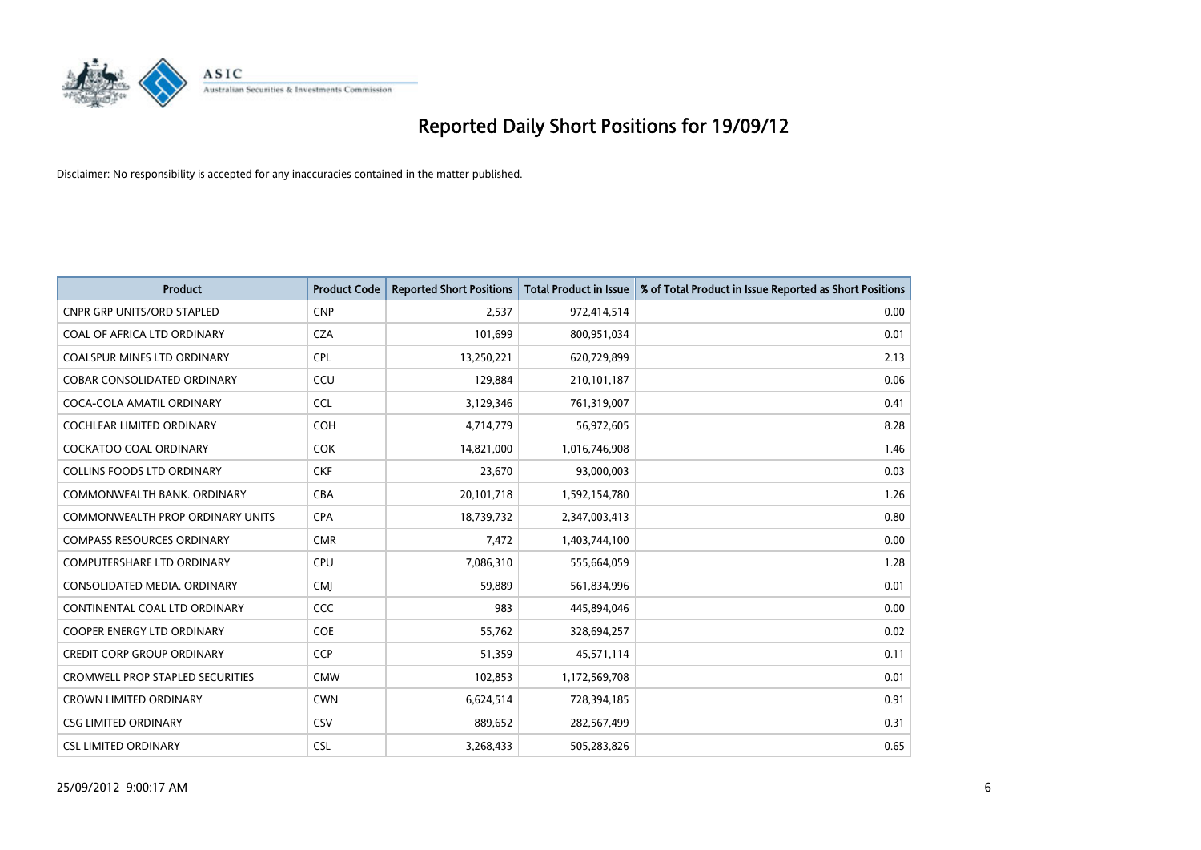# Reported Daily Short Positions for 19/09/12

Disclaimer: No responsibility is accepted for any inaccuracies contained in the matter published.

| Product | Product Code | Reported Short Positions | Total Product in Issue | % of Total Product in Issue Reported as Short Positions |
|---|---|---|---|---|
| CNPR GRP UNITS/ORD STAPLED | CNP | 2,537 | 972,414,514 | 0.00 |
| COAL OF AFRICA LTD ORDINARY | CZA | 101,699 | 800,951,034 | 0.01 |
| COALSPUR MINES LTD ORDINARY | CPL | 13,250,221 | 620,729,899 | 2.13 |
| COBAR CONSOLIDATED ORDINARY | CCU | 129,884 | 210,101,187 | 0.06 |
| COCA-COLA AMATIL ORDINARY | CCL | 3,129,346 | 761,319,007 | 0.41 |
| COCHLEAR LIMITED ORDINARY | COH | 4,714,779 | 56,972,605 | 8.28 |
| COCKATOO COAL ORDINARY | COK | 14,821,000 | 1,016,746,908 | 1.46 |
| COLLINS FOODS LTD ORDINARY | CKF | 23,670 | 93,000,003 | 0.03 |
| COMMONWEALTH BANK. ORDINARY | CBA | 20,101,718 | 1,592,154,780 | 1.26 |
| COMMONWEALTH PROP ORDINARY UNITS | CPA | 18,739,732 | 2,347,003,413 | 0.80 |
| COMPASS RESOURCES ORDINARY | CMR | 7,472 | 1,403,744,100 | 0.00 |
| COMPUTERSHARE LTD ORDINARY | CPU | 7,086,310 | 555,664,059 | 1.28 |
| CONSOLIDATED MEDIA. ORDINARY | CMJ | 59,889 | 561,834,996 | 0.01 |
| CONTINENTAL COAL LTD ORDINARY | CCC | 983 | 445,894,046 | 0.00 |
| COOPER ENERGY LTD ORDINARY | COE | 55,762 | 328,694,257 | 0.02 |
| CREDIT CORP GROUP ORDINARY | CCP | 51,359 | 45,571,114 | 0.11 |
| CROMWELL PROP STAPLED SECURITIES | CMW | 102,853 | 1,172,569,708 | 0.01 |
| CROWN LIMITED ORDINARY | CWN | 6,624,514 | 728,394,185 | 0.91 |
| CSG LIMITED ORDINARY | CSV | 889,652 | 282,567,499 | 0.31 |
| CSL LIMITED ORDINARY | CSL | 3,268,433 | 505,283,826 | 0.65 |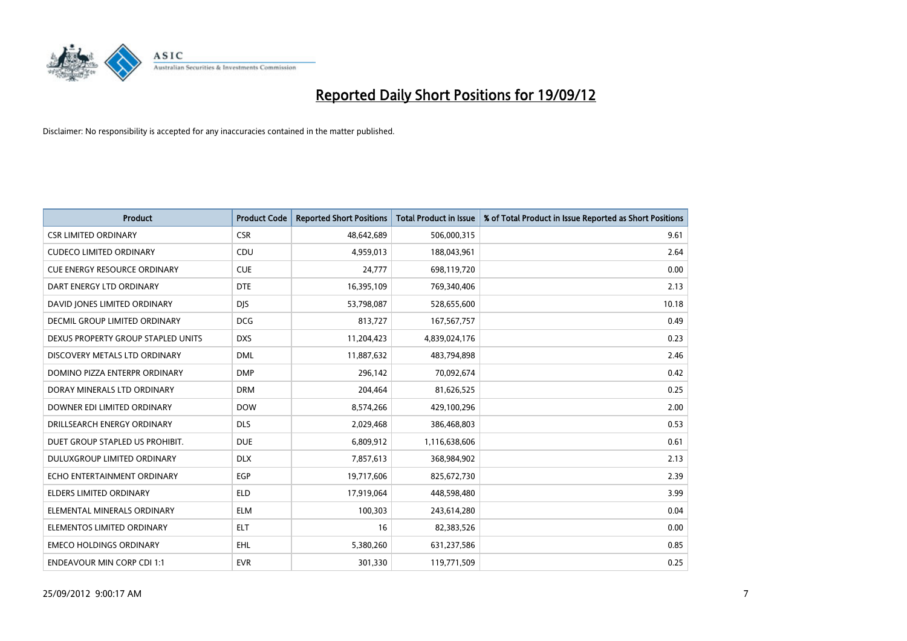# Reported Daily Short Positions for 19/09/12

Disclaimer: No responsibility is accepted for any inaccuracies contained in the matter published.

| Product | Product Code | Reported Short Positions | Total Product in Issue | % of Total Product in Issue Reported as Short Positions |
|---|---|---|---|---|
| CSR LIMITED ORDINARY | CSR | 48,642,689 | 506,000,315 | 9.61 |
| CUDECO LIMITED ORDINARY | CDU | 4,959,013 | 188,043,961 | 2.64 |
| CUE ENERGY RESOURCE ORDINARY | CUE | 24,777 | 698,119,720 | 0.00 |
| DART ENERGY LTD ORDINARY | DTE | 16,395,109 | 769,340,406 | 2.13 |
| DAVID JONES LIMITED ORDINARY | DJS | 53,798,087 | 528,655,600 | 10.18 |
| DECMIL GROUP LIMITED ORDINARY | DCG | 813,727 | 167,567,757 | 0.49 |
| DEXUS PROPERTY GROUP STAPLED UNITS | DXS | 11,204,423 | 4,839,024,176 | 0.23 |
| DISCOVERY METALS LTD ORDINARY | DML | 11,887,632 | 483,794,898 | 2.46 |
| DOMINO PIZZA ENTERPR ORDINARY | DMP | 296,142 | 70,092,674 | 0.42 |
| DORAY MINERALS LTD ORDINARY | DRM | 204,464 | 81,626,525 | 0.25 |
| DOWNER EDI LIMITED ORDINARY | DOW | 8,574,266 | 429,100,296 | 2.00 |
| DRILLSEARCH ENERGY ORDINARY | DLS | 2,029,468 | 386,468,803 | 0.53 |
| DUET GROUP STAPLED US PROHIBIT. | DUE | 6,809,912 | 1,116,638,606 | 0.61 |
| DULUXGROUP LIMITED ORDINARY | DLX | 7,857,613 | 368,984,902 | 2.13 |
| ECHO ENTERTAINMENT ORDINARY | EGP | 19,717,606 | 825,672,730 | 2.39 |
| ELDERS LIMITED ORDINARY | ELD | 17,919,064 | 448,598,480 | 3.99 |
| ELEMENTAL MINERALS ORDINARY | ELM | 100,303 | 243,614,280 | 0.04 |
| ELEMENTOS LIMITED ORDINARY | ELT | 16 | 82,383,526 | 0.00 |
| EMECO HOLDINGS ORDINARY | EHL | 5,380,260 | 631,237,586 | 0.85 |
| ENDEAVOUR MIN CORP CDI 1:1 | EVR | 301,330 | 119,771,509 | 0.25 |

25/09/2012 9:00:17 AM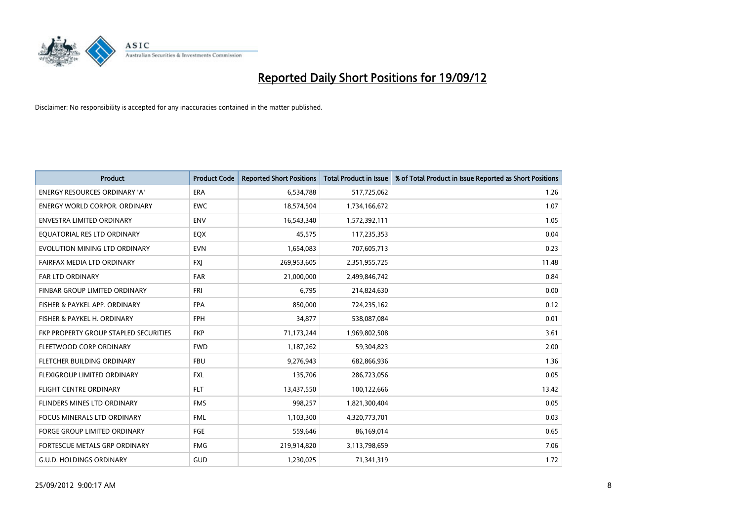# Reported Daily Short Positions for 19/09/12

Disclaimer: No responsibility is accepted for any inaccuracies contained in the matter published.

| Product | Product Code | Reported Short Positions | Total Product in Issue | % of Total Product in Issue Reported as Short Positions |
|---|---|---|---|---|
| ENERGY RESOURCES ORDINARY 'A' | ERA | 6,534,788 | 517,725,062 | 1.26 |
| ENERGY WORLD CORPOR. ORDINARY | EWC | 18,574,504 | 1,734,166,672 | 1.07 |
| ENVESTRA LIMITED ORDINARY | ENV | 16,543,340 | 1,572,392,111 | 1.05 |
| EQUATORIAL RES LTD ORDINARY | EQX | 45,575 | 117,235,353 | 0.04 |
| EVOLUTION MINING LTD ORDINARY | EVN | 1,654,083 | 707,605,713 | 0.23 |
| FAIRFAX MEDIA LTD ORDINARY | FXJ | 269,953,605 | 2,351,955,725 | 11.48 |
| FAR LTD ORDINARY | FAR | 21,000,000 | 2,499,846,742 | 0.84 |
| FINBAR GROUP LIMITED ORDINARY | FRI | 6,795 | 214,824,630 | 0.00 |
| FISHER & PAYKEL APP. ORDINARY | FPA | 850,000 | 724,235,162 | 0.12 |
| FISHER & PAYKEL H. ORDINARY | FPH | 34,877 | 538,087,084 | 0.01 |
| FKP PROPERTY GROUP STAPLED SECURITIES | FKP | 71,173,244 | 1,969,802,508 | 3.61 |
| FLEETWOOD CORP ORDINARY | FWD | 1,187,262 | 59,304,823 | 2.00 |
| FLETCHER BUILDING ORDINARY | FBU | 9,276,943 | 682,866,936 | 1.36 |
| FLEXIGROUP LIMITED ORDINARY | FXL | 135,706 | 286,723,056 | 0.05 |
| FLIGHT CENTRE ORDINARY | FLT | 13,437,550 | 100,122,666 | 13.42 |
| FLINDERS MINES LTD ORDINARY | FMS | 998,257 | 1,821,300,404 | 0.05 |
| FOCUS MINERALS LTD ORDINARY | FML | 1,103,300 | 4,320,773,701 | 0.03 |
| FORGE GROUP LIMITED ORDINARY | FGE | 559,646 | 86,169,014 | 0.65 |
| FORTESCUE METALS GRP ORDINARY | FMG | 219,914,820 | 3,113,798,659 | 7.06 |
| G.U.D. HOLDINGS ORDINARY | GUD | 1,230,025 | 71,341,319 | 1.72 |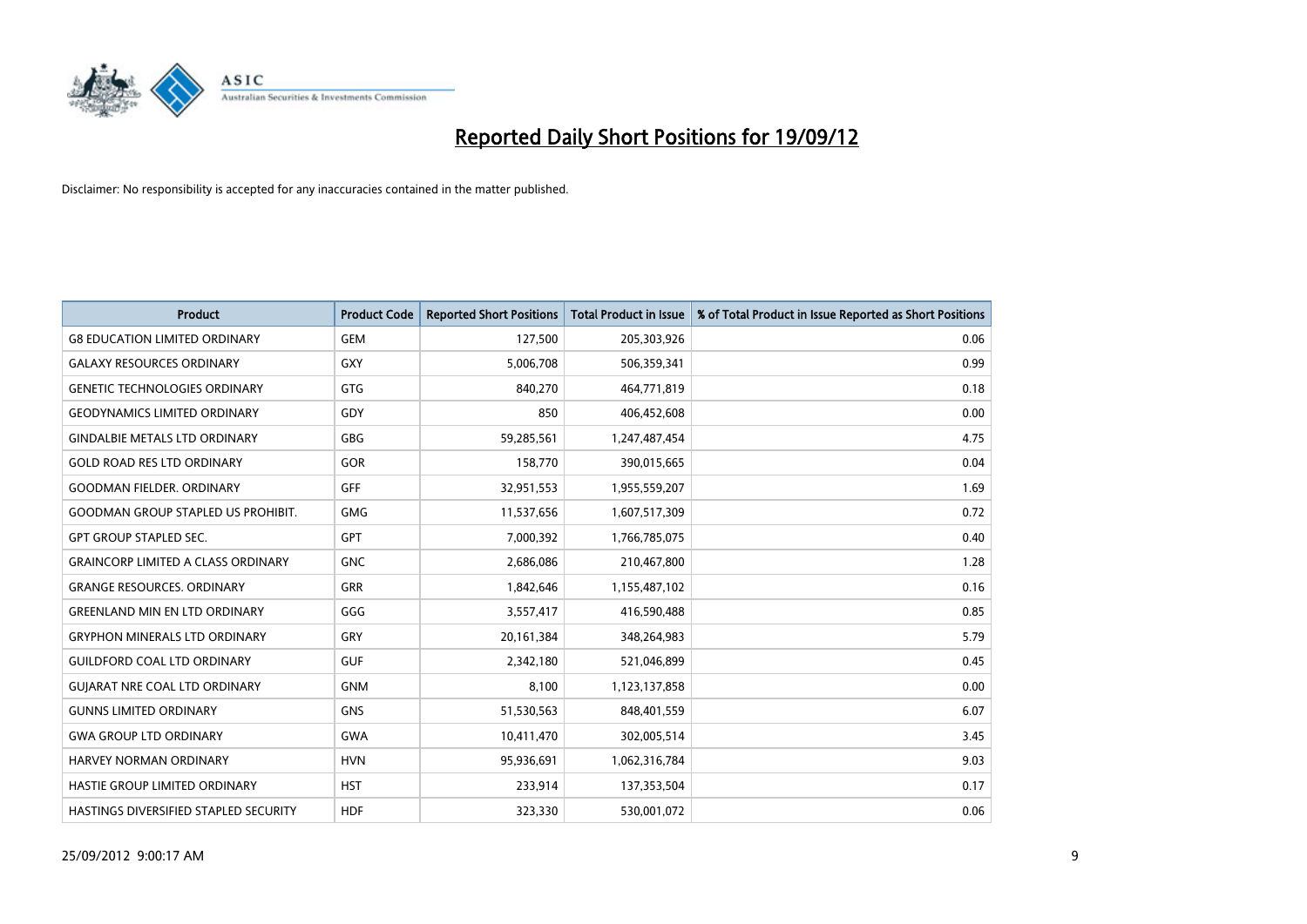# Reported Daily Short Positions for 19/09/12

Disclaimer: No responsibility is accepted for any inaccuracies contained in the matter published.

| Product | Product Code | Reported Short Positions | Total Product in Issue | % of Total Product in Issue Reported as Short Positions |
|---|---|---|---|---|
| G8 EDUCATION LIMITED ORDINARY | GEM | 127,500 | 205,303,926 | 0.06 |
| GALAXY RESOURCES ORDINARY | GXY | 5,006,708 | 506,359,341 | 0.99 |
| GENETIC TECHNOLOGIES ORDINARY | GTG | 840,270 | 464,771,819 | 0.18 |
| GEODYNAMICS LIMITED ORDINARY | GDY | 850 | 406,452,608 | 0.00 |
| GINDALBIE METALS LTD ORDINARY | GBG | 59,285,561 | 1,247,487,454 | 4.75 |
| GOLD ROAD RES LTD ORDINARY | GOR | 158,770 | 390,015,665 | 0.04 |
| GOODMAN FIELDER. ORDINARY | GFF | 32,951,553 | 1,955,559,207 | 1.69 |
| GOODMAN GROUP STAPLED US PROHIBIT. | GMG | 11,537,656 | 1,607,517,309 | 0.72 |
| GPT GROUP STAPLED SEC. | GPT | 7,000,392 | 1,766,785,075 | 0.40 |
| GRAINCORP LIMITED A CLASS ORDINARY | GNC | 2,686,086 | 210,467,800 | 1.28 |
| GRANGE RESOURCES. ORDINARY | GRR | 1,842,646 | 1,155,487,102 | 0.16 |
| GREENLAND MIN EN LTD ORDINARY | GGG | 3,557,417 | 416,590,488 | 0.85 |
| GRYPHON MINERALS LTD ORDINARY | GRY | 20,161,384 | 348,264,983 | 5.79 |
| GUILDFORD COAL LTD ORDINARY | GUF | 2,342,180 | 521,046,899 | 0.45 |
| GUJARAT NRE COAL LTD ORDINARY | GNM | 8,100 | 1,123,137,858 | 0.00 |
| GUNNS LIMITED ORDINARY | GNS | 51,530,563 | 848,401,559 | 6.07 |
| GWA GROUP LTD ORDINARY | GWA | 10,411,470 | 302,005,514 | 3.45 |
| HARVEY NORMAN ORDINARY | HVN | 95,936,691 | 1,062,316,784 | 9.03 |
| HASTIE GROUP LIMITED ORDINARY | HST | 233,914 | 137,353,504 | 0.17 |
| HASTINGS DIVERSIFIED STAPLED SECURITY | HDF | 323,330 | 530,001,072 | 0.06 |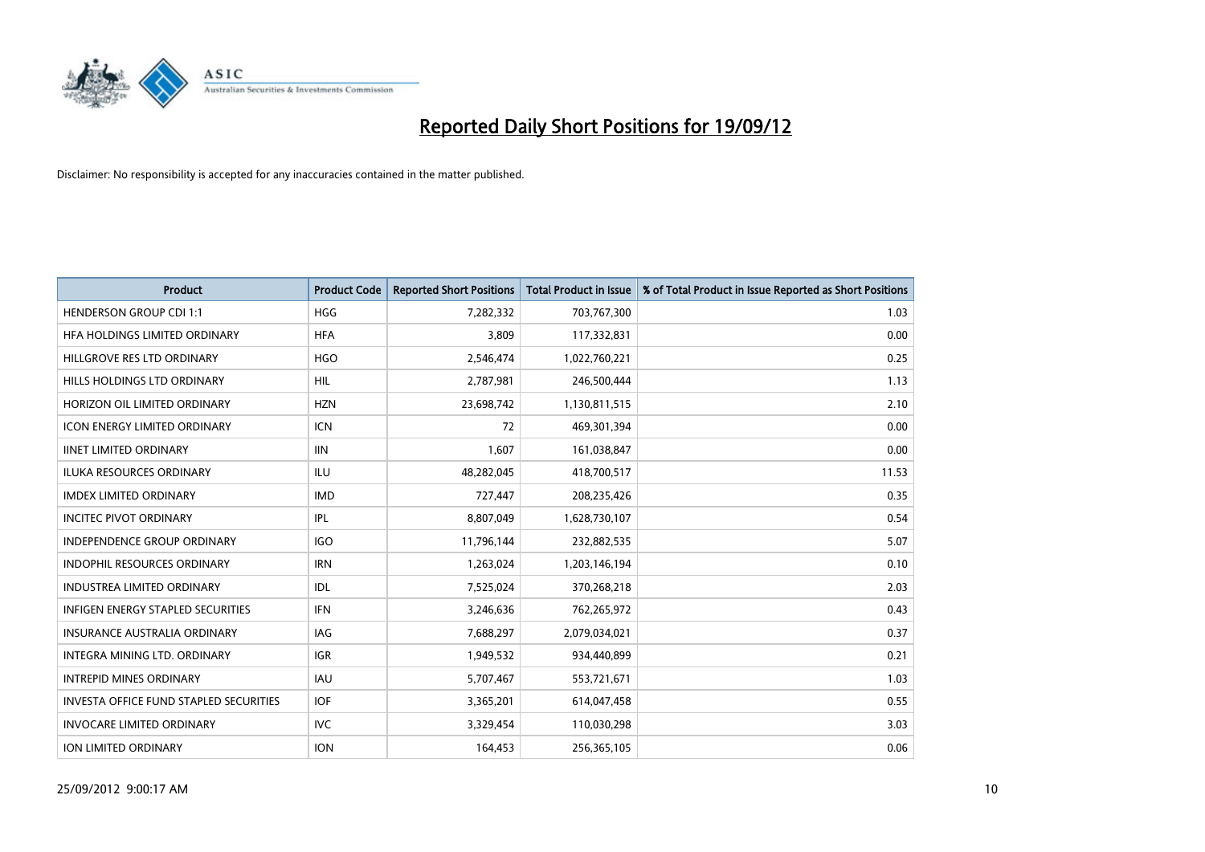# Reported Daily Short Positions for 19/09/12

Disclaimer: No responsibility is accepted for any inaccuracies contained in the matter published.

| Product | Product Code | Reported Short Positions | Total Product in Issue | % of Total Product in Issue Reported as Short Positions |
|---|---|---|---|---|
| HENDERSON GROUP CDI 1:1 | HGG | 7,282,332 | 703,767,300 | 1.03 |
| HFA HOLDINGS LIMITED ORDINARY | HFA | 3,809 | 117,332,831 | 0.00 |
| HILLGROVE RES LTD ORDINARY | HGO | 2,546,474 | 1,022,760,221 | 0.25 |
| HILLS HOLDINGS LTD ORDINARY | HIL | 2,787,981 | 246,500,444 | 1.13 |
| HORIZON OIL LIMITED ORDINARY | HZN | 23,698,742 | 1,130,811,515 | 2.10 |
| ICON ENERGY LIMITED ORDINARY | ICN | 72 | 469,301,394 | 0.00 |
| IINET LIMITED ORDINARY | IIN | 1,607 | 161,038,847 | 0.00 |
| ILUKA RESOURCES ORDINARY | ILU | 48,282,045 | 418,700,517 | 11.53 |
| IMDEX LIMITED ORDINARY | IMD | 727,447 | 208,235,426 | 0.35 |
| INCITEC PIVOT ORDINARY | IPL | 8,807,049 | 1,628,730,107 | 0.54 |
| INDEPENDENCE GROUP ORDINARY | IGO | 11,796,144 | 232,882,535 | 5.07 |
| INDOPHIL RESOURCES ORDINARY | IRN | 1,263,024 | 1,203,146,194 | 0.10 |
| INDUSTREA LIMITED ORDINARY | IDL | 7,525,024 | 370,268,218 | 2.03 |
| INFIGEN ENERGY STAPLED SECURITIES | IFN | 3,246,636 | 762,265,972 | 0.43 |
| INSURANCE AUSTRALIA ORDINARY | IAG | 7,688,297 | 2,079,034,021 | 0.37 |
| INTEGRA MINING LTD. ORDINARY | IGR | 1,949,532 | 934,440,899 | 0.21 |
| INTREPID MINES ORDINARY | IAU | 5,707,467 | 553,721,671 | 1.03 |
| INVESTA OFFICE FUND STAPLED SECURITIES | IOF | 3,365,201 | 614,047,458 | 0.55 |
| INVOCARE LIMITED ORDINARY | IVC | 3,329,454 | 110,030,298 | 3.03 |
| ION LIMITED ORDINARY | ION | 164,453 | 256,365,105 | 0.06 |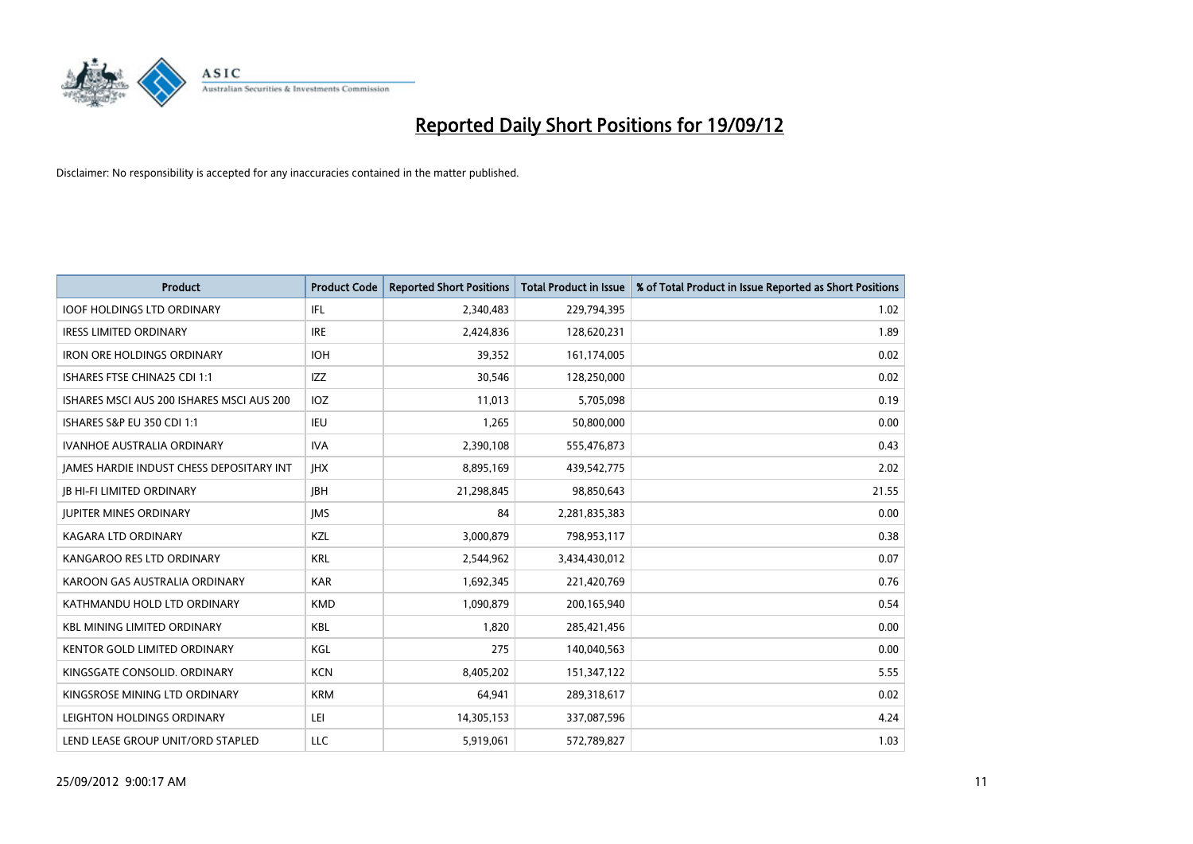# Reported Daily Short Positions for 19/09/12

Disclaimer: No responsibility is accepted for any inaccuracies contained in the matter published.

| Product | Product Code | Reported Short Positions | Total Product in Issue | % of Total Product in Issue Reported as Short Positions |
|---|---|---|---|---|
| IOOF HOLDINGS LTD ORDINARY | IFL | 2,340,483 | 229,794,395 | 1.02 |
| IRESS LIMITED ORDINARY | IRE | 2,424,836 | 128,620,231 | 1.89 |
| IRON ORE HOLDINGS ORDINARY | IOH | 39,352 | 161,174,005 | 0.02 |
| ISHARES FTSE CHINA25 CDI 1:1 | IZZ | 30,546 | 128,250,000 | 0.02 |
| ISHARES MSCI AUS 200 ISHARES MSCI AUS 200 | IOZ | 11,013 | 5,705,098 | 0.19 |
| ISHARES S&P EU 350 CDI 1:1 | IEU | 1,265 | 50,800,000 | 0.00 |
| IVANHOE AUSTRALIA ORDINARY | IVA | 2,390,108 | 555,476,873 | 0.43 |
| JAMES HARDIE INDUST CHESS DEPOSITARY INT | JHX | 8,895,169 | 439,542,775 | 2.02 |
| JB HI-FI LIMITED ORDINARY | JBH | 21,298,845 | 98,850,643 | 21.55 |
| JUPITER MINES ORDINARY | JMS | 84 | 2,281,835,383 | 0.00 |
| KAGARA LTD ORDINARY | KZL | 3,000,879 | 798,953,117 | 0.38 |
| KANGAROO RES LTD ORDINARY | KRL | 2,544,962 | 3,434,430,012 | 0.07 |
| KAROON GAS AUSTRALIA ORDINARY | KAR | 1,692,345 | 221,420,769 | 0.76 |
| KATHMANDU HOLD LTD ORDINARY | KMD | 1,090,879 | 200,165,940 | 0.54 |
| KBL MINING LIMITED ORDINARY | KBL | 1,820 | 285,421,456 | 0.00 |
| KENTOR GOLD LIMITED ORDINARY | KGL | 275 | 140,040,563 | 0.00 |
| KINGSGATE CONSOLID. ORDINARY | KCN | 8,405,202 | 151,347,122 | 5.55 |
| KINGSROSE MINING LTD ORDINARY | KRM | 64,941 | 289,318,617 | 0.02 |
| LEIGHTON HOLDINGS ORDINARY | LEI | 14,305,153 | 337,087,596 | 4.24 |
| LEND LEASE GROUP UNIT/ORD STAPLED | LLC | 5,919,061 | 572,789,827 | 1.03 |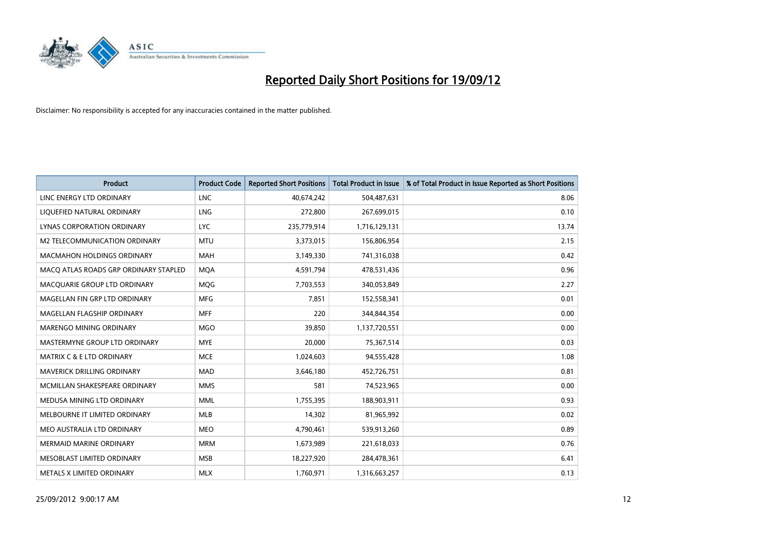# Reported Daily Short Positions for 19/09/12

Disclaimer: No responsibility is accepted for any inaccuracies contained in the matter published.

| Product | Product Code | Reported Short Positions | Total Product in Issue | % of Total Product in Issue Reported as Short Positions |
|---|---|---|---|---|
| LINC ENERGY LTD ORDINARY | LNC | 40,674,242 | 504,487,631 | 8.06 |
| LIQUEFIED NATURAL ORDINARY | LNG | 272,800 | 267,699,015 | 0.10 |
| LYNAS CORPORATION ORDINARY | LYC | 235,779,914 | 1,716,129,131 | 13.74 |
| M2 TELECOMMUNICATION ORDINARY | MTU | 3,373,015 | 156,806,954 | 2.15 |
| MACMAHON HOLDINGS ORDINARY | MAH | 3,149,330 | 741,316,038 | 0.42 |
| MACQ ATLAS ROADS GRP ORDINARY STAPLED | MQA | 4,591,794 | 478,531,436 | 0.96 |
| MACQUARIE GROUP LTD ORDINARY | MQG | 7,703,553 | 340,053,849 | 2.27 |
| MAGELLAN FIN GRP LTD ORDINARY | MFG | 7,851 | 152,558,341 | 0.01 |
| MAGELLAN FLAGSHIP ORDINARY | MFF | 220 | 344,844,354 | 0.00 |
| MARENGO MINING ORDINARY | MGO | 39,850 | 1,137,720,551 | 0.00 |
| MASTERMYNE GROUP LTD ORDINARY | MYE | 20,000 | 75,367,514 | 0.03 |
| MATRIX C & E LTD ORDINARY | MCE | 1,024,603 | 94,555,428 | 1.08 |
| MAVERICK DRILLING ORDINARY | MAD | 3,646,180 | 452,726,751 | 0.81 |
| MCMILLAN SHAKESPEARE ORDINARY | MMS | 581 | 74,523,965 | 0.00 |
| MEDUSA MINING LTD ORDINARY | MML | 1,755,395 | 188,903,911 | 0.93 |
| MELBOURNE IT LIMITED ORDINARY | MLB | 14,302 | 81,965,992 | 0.02 |
| MEO AUSTRALIA LTD ORDINARY | MEO | 4,790,461 | 539,913,260 | 0.89 |
| MERMAID MARINE ORDINARY | MRM | 1,673,989 | 221,618,033 | 0.76 |
| MESOBLAST LIMITED ORDINARY | MSB | 18,227,920 | 284,478,361 | 6.41 |
| METALS X LIMITED ORDINARY | MLX | 1,760,971 | 1,316,663,257 | 0.13 |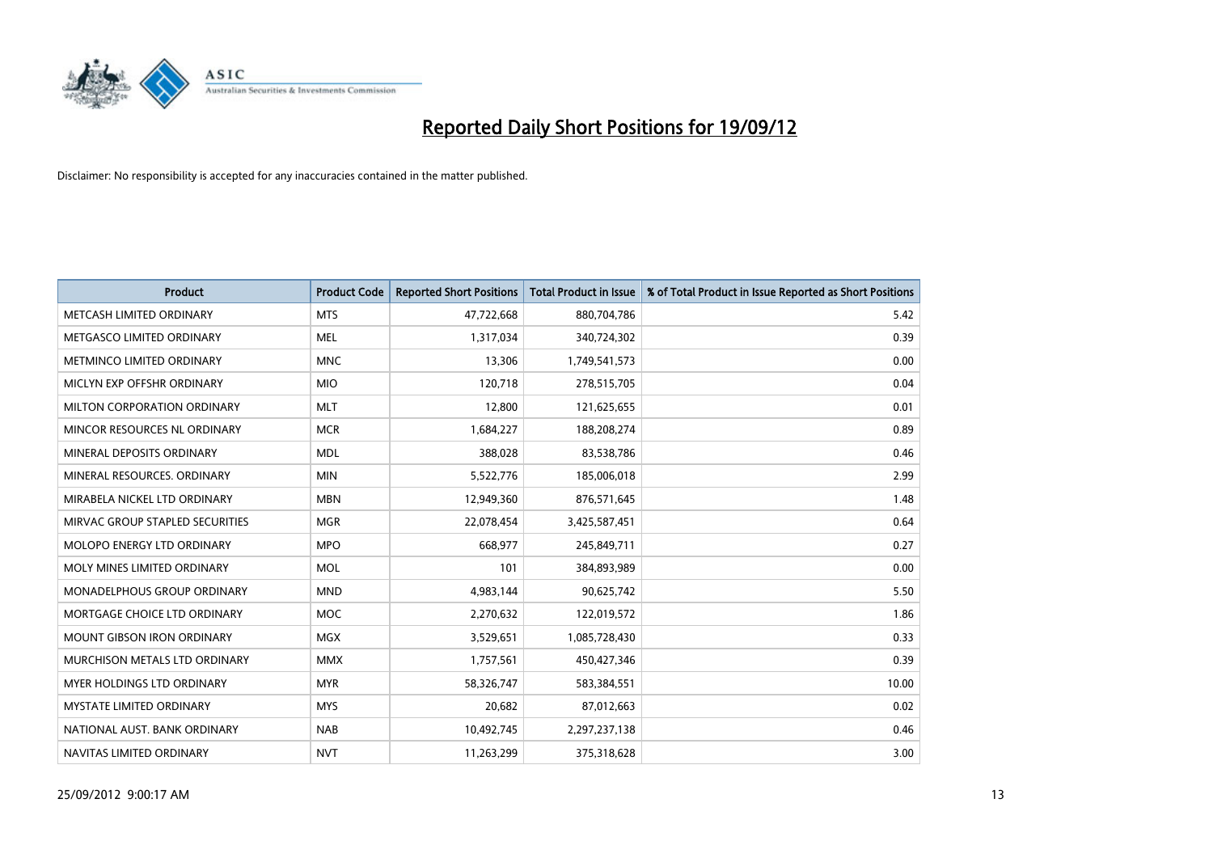# Reported Daily Short Positions for 19/09/12

Disclaimer: No responsibility is accepted for any inaccuracies contained in the matter published.

| Product | Product Code | Reported Short Positions | Total Product in Issue | % of Total Product in Issue Reported as Short Positions |
|---|---|---|---|---|
| METCASH LIMITED ORDINARY | MTS | 47,722,668 | 880,704,786 | 5.42 |
| METGASCO LIMITED ORDINARY | MEL | 1,317,034 | 340,724,302 | 0.39 |
| METMINCO LIMITED ORDINARY | MNC | 13,306 | 1,749,541,573 | 0.00 |
| MICLYN EXP OFFSHR ORDINARY | MIO | 120,718 | 278,515,705 | 0.04 |
| MILTON CORPORATION ORDINARY | MLT | 12,800 | 121,625,655 | 0.01 |
| MINCOR RESOURCES NL ORDINARY | MCR | 1,684,227 | 188,208,274 | 0.89 |
| MINERAL DEPOSITS ORDINARY | MDL | 388,028 | 83,538,786 | 0.46 |
| MINERAL RESOURCES. ORDINARY | MIN | 5,522,776 | 185,006,018 | 2.99 |
| MIRABELA NICKEL LTD ORDINARY | MBN | 12,949,360 | 876,571,645 | 1.48 |
| MIRVAC GROUP STAPLED SECURITIES | MGR | 22,078,454 | 3,425,587,451 | 0.64 |
| MOLOPO ENERGY LTD ORDINARY | MPO | 668,977 | 245,849,711 | 0.27 |
| MOLY MINES LIMITED ORDINARY | MOL | 101 | 384,893,989 | 0.00 |
| MONADELPHOUS GROUP ORDINARY | MND | 4,983,144 | 90,625,742 | 5.50 |
| MORTGAGE CHOICE LTD ORDINARY | MOC | 2,270,632 | 122,019,572 | 1.86 |
| MOUNT GIBSON IRON ORDINARY | MGX | 3,529,651 | 1,085,728,430 | 0.33 |
| MURCHISON METALS LTD ORDINARY | MMX | 1,757,561 | 450,427,346 | 0.39 |
| MYER HOLDINGS LTD ORDINARY | MYR | 58,326,747 | 583,384,551 | 10.00 |
| MYSTATE LIMITED ORDINARY | MYS | 20,682 | 87,012,663 | 0.02 |
| NATIONAL AUST. BANK ORDINARY | NAB | 10,492,745 | 2,297,237,138 | 0.46 |
| NAVITAS LIMITED ORDINARY | NVT | 11,263,299 | 375,318,628 | 3.00 |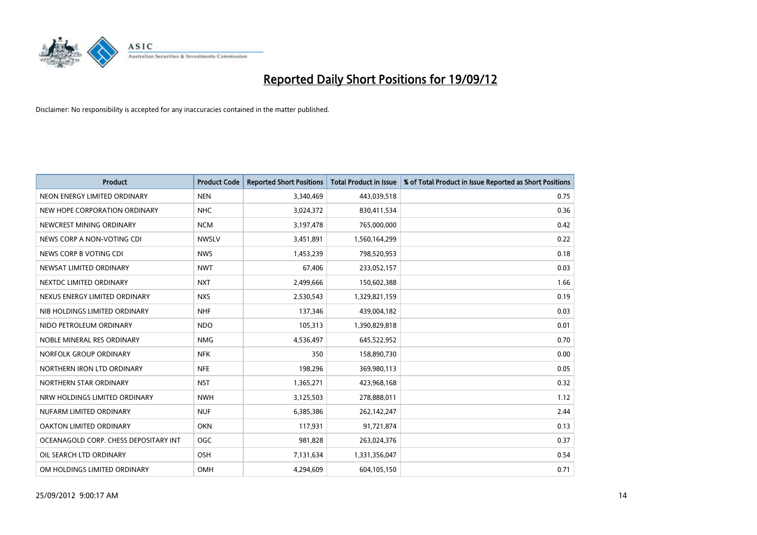# Reported Daily Short Positions for 19/09/12

Disclaimer: No responsibility is accepted for any inaccuracies contained in the matter published.

| Product | Product Code | Reported Short Positions | Total Product in Issue | % of Total Product in Issue Reported as Short Positions |
|---|---|---|---|---|
| NEON ENERGY LIMITED ORDINARY | NEN | 3,340,469 | 443,039,518 | 0.75 |
| NEW HOPE CORPORATION ORDINARY | NHC | 3,024,372 | 830,411,534 | 0.36 |
| NEWCREST MINING ORDINARY | NCM | 3,197,478 | 765,000,000 | 0.42 |
| NEWS CORP A NON-VOTING CDI | NWSLV | 3,451,891 | 1,560,164,299 | 0.22 |
| NEWS CORP B VOTING CDI | NWS | 1,453,239 | 798,520,953 | 0.18 |
| NEWSAT LIMITED ORDINARY | NWT | 67,406 | 233,052,157 | 0.03 |
| NEXTDC LIMITED ORDINARY | NXT | 2,499,666 | 150,602,388 | 1.66 |
| NEXUS ENERGY LIMITED ORDINARY | NXS | 2,530,543 | 1,329,821,159 | 0.19 |
| NIB HOLDINGS LIMITED ORDINARY | NHF | 137,346 | 439,004,182 | 0.03 |
| NIDO PETROLEUM ORDINARY | NDO | 105,313 | 1,390,829,818 | 0.01 |
| NOBLE MINERAL RES ORDINARY | NMG | 4,536,497 | 645,522,952 | 0.70 |
| NORFOLK GROUP ORDINARY | NFK | 350 | 158,890,730 | 0.00 |
| NORTHERN IRON LTD ORDINARY | NFE | 198,296 | 369,980,113 | 0.05 |
| NORTHERN STAR ORDINARY | NST | 1,365,271 | 423,968,168 | 0.32 |
| NRW HOLDINGS LIMITED ORDINARY | NWH | 3,125,503 | 278,888,011 | 1.12 |
| NUFARM LIMITED ORDINARY | NUF | 6,385,386 | 262,142,247 | 2.44 |
| OAKTON LIMITED ORDINARY | OKN | 117,931 | 91,721,874 | 0.13 |
| OCEANAGOLD CORP. CHESS DEPOSITARY INT | OGC | 981,828 | 263,024,376 | 0.37 |
| OIL SEARCH LTD ORDINARY | OSH | 7,131,634 | 1,331,356,047 | 0.54 |
| OM HOLDINGS LIMITED ORDINARY | OMH | 4,294,609 | 604,105,150 | 0.71 |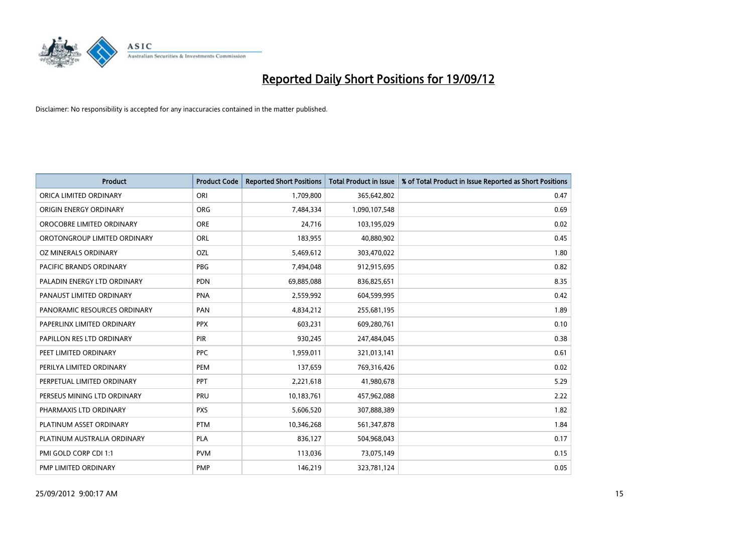# Reported Daily Short Positions for 19/09/12

Disclaimer: No responsibility is accepted for any inaccuracies contained in the matter published.

| Product | Product Code | Reported Short Positions | Total Product in Issue | % of Total Product in Issue Reported as Short Positions |
|---|---|---|---|---|
| ORICA LIMITED ORDINARY | ORI | 1,709,800 | 365,642,802 | 0.47 |
| ORIGIN ENERGY ORDINARY | ORG | 7,484,334 | 1,090,107,548 | 0.69 |
| OROCOBRE LIMITED ORDINARY | ORE | 24,716 | 103,195,029 | 0.02 |
| OROTONGROUP LIMITED ORDINARY | ORL | 183,955 | 40,880,902 | 0.45 |
| OZ MINERALS ORDINARY | OZL | 5,469,612 | 303,470,022 | 1.80 |
| PACIFIC BRANDS ORDINARY | PBG | 7,494,048 | 912,915,695 | 0.82 |
| PALADIN ENERGY LTD ORDINARY | PDN | 69,885,088 | 836,825,651 | 8.35 |
| PANAUST LIMITED ORDINARY | PNA | 2,559,992 | 604,599,995 | 0.42 |
| PANORAMIC RESOURCES ORDINARY | PAN | 4,834,212 | 255,681,195 | 1.89 |
| PAPERLINX LIMITED ORDINARY | PPX | 603,231 | 609,280,761 | 0.10 |
| PAPILLON RES LTD ORDINARY | PIR | 930,245 | 247,484,045 | 0.38 |
| PEET LIMITED ORDINARY | PPC | 1,959,011 | 321,013,141 | 0.61 |
| PERILYA LIMITED ORDINARY | PEM | 137,659 | 769,316,426 | 0.02 |
| PERPETUAL LIMITED ORDINARY | PPT | 2,221,618 | 41,980,678 | 5.29 |
| PERSEUS MINING LTD ORDINARY | PRU | 10,183,761 | 457,962,088 | 2.22 |
| PHARMAXIS LTD ORDINARY | PXS | 5,606,520 | 307,888,389 | 1.82 |
| PLATINUM ASSET ORDINARY | PTM | 10,346,268 | 561,347,878 | 1.84 |
| PLATINUM AUSTRALIA ORDINARY | PLA | 836,127 | 504,968,043 | 0.17 |
| PMI GOLD CORP CDI 1:1 | PVM | 113,036 | 73,075,149 | 0.15 |
| PMP LIMITED ORDINARY | PMP | 146,219 | 323,781,124 | 0.05 |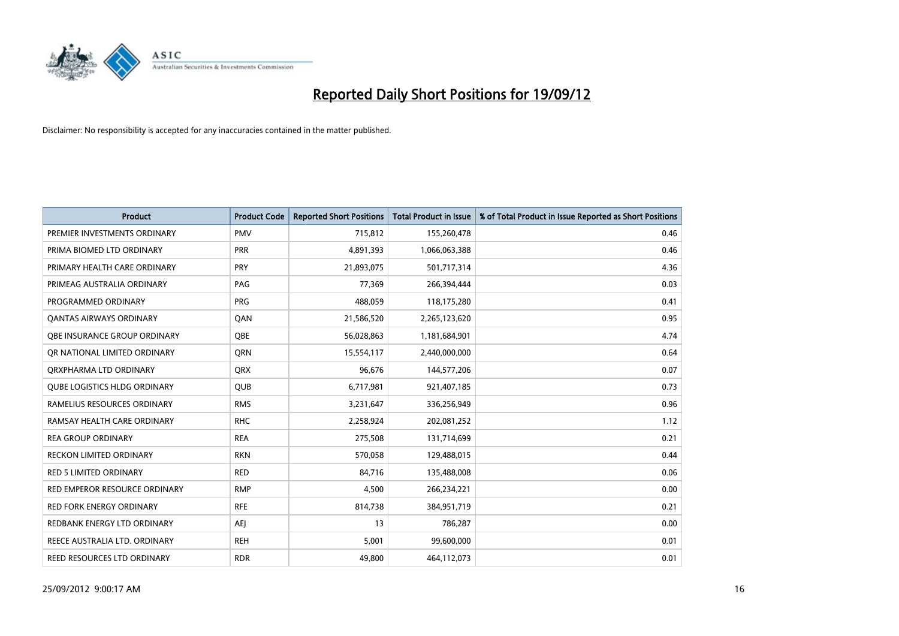# Reported Daily Short Positions for 19/09/12

Disclaimer: No responsibility is accepted for any inaccuracies contained in the matter published.

| Product | Product Code | Reported Short Positions | Total Product in Issue | % of Total Product in Issue Reported as Short Positions |
|---|---|---|---|---|
| PREMIER INVESTMENTS ORDINARY | PMV | 715,812 | 155,260,478 | 0.46 |
| PRIMA BIOMED LTD ORDINARY | PRR | 4,891,393 | 1,066,063,388 | 0.46 |
| PRIMARY HEALTH CARE ORDINARY | PRY | 21,893,075 | 501,717,314 | 4.36 |
| PRIMEAG AUSTRALIA ORDINARY | PAG | 77,369 | 266,394,444 | 0.03 |
| PROGRAMMED ORDINARY | PRG | 488,059 | 118,175,280 | 0.41 |
| QANTAS AIRWAYS ORDINARY | QAN | 21,586,520 | 2,265,123,620 | 0.95 |
| QBE INSURANCE GROUP ORDINARY | QBE | 56,028,863 | 1,181,684,901 | 4.74 |
| QR NATIONAL LIMITED ORDINARY | QRN | 15,554,117 | 2,440,000,000 | 0.64 |
| QRXPHARMA LTD ORDINARY | QRX | 96,676 | 144,577,206 | 0.07 |
| QUBE LOGISTICS HLDG ORDINARY | QUB | 6,717,981 | 921,407,185 | 0.73 |
| RAMELIUS RESOURCES ORDINARY | RMS | 3,231,647 | 336,256,949 | 0.96 |
| RAMSAY HEALTH CARE ORDINARY | RHC | 2,258,924 | 202,081,252 | 1.12 |
| REA GROUP ORDINARY | REA | 275,508 | 131,714,699 | 0.21 |
| RECKON LIMITED ORDINARY | RKN | 570,058 | 129,488,015 | 0.44 |
| RED 5 LIMITED ORDINARY | RED | 84,716 | 135,488,008 | 0.06 |
| RED EMPEROR RESOURCE ORDINARY | RMP | 4,500 | 266,234,221 | 0.00 |
| RED FORK ENERGY ORDINARY | RFE | 814,738 | 384,951,719 | 0.21 |
| REDBANK ENERGY LTD ORDINARY | AEJ | 13 | 786,287 | 0.00 |
| REECE AUSTRALIA LTD. ORDINARY | REH | 5,001 | 99,600,000 | 0.01 |
| REED RESOURCES LTD ORDINARY | RDR | 49,800 | 464,112,073 | 0.01 |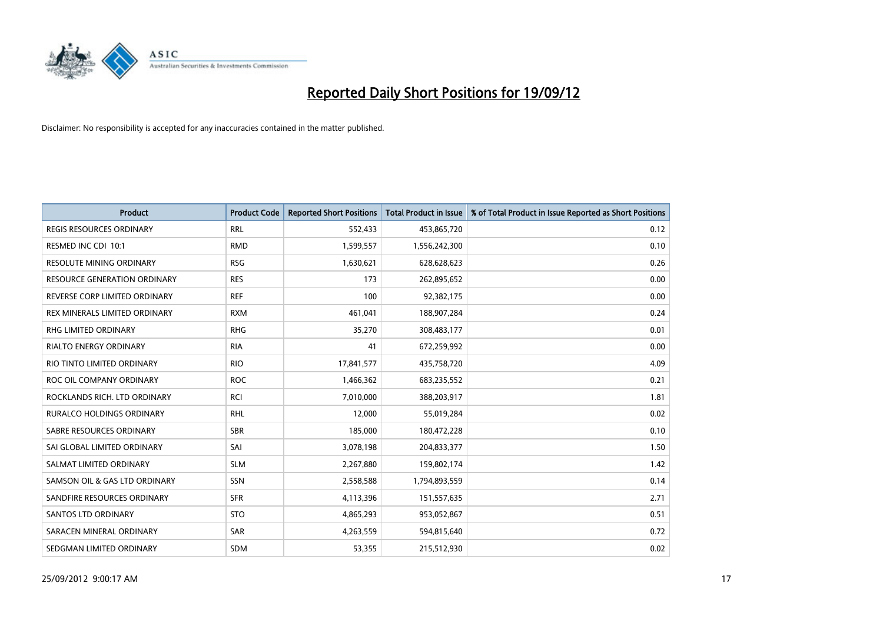# Reported Daily Short Positions for 19/09/12

Disclaimer: No responsibility is accepted for any inaccuracies contained in the matter published.

| Product | Product Code | Reported Short Positions | Total Product in Issue | % of Total Product in Issue Reported as Short Positions |
|---|---|---|---|---|
| REGIS RESOURCES ORDINARY | RRL | 552,433 | 453,865,720 | 0.12 |
| RESMED INC CDI 10:1 | RMD | 1,599,557 | 1,556,242,300 | 0.10 |
| RESOLUTE MINING ORDINARY | RSG | 1,630,621 | 628,628,623 | 0.26 |
| RESOURCE GENERATION ORDINARY | RES | 173 | 262,895,652 | 0.00 |
| REVERSE CORP LIMITED ORDINARY | REF | 100 | 92,382,175 | 0.00 |
| REX MINERALS LIMITED ORDINARY | RXM | 461,041 | 188,907,284 | 0.24 |
| RHG LIMITED ORDINARY | RHG | 35,270 | 308,483,177 | 0.01 |
| RIALTO ENERGY ORDINARY | RIA | 41 | 672,259,992 | 0.00 |
| RIO TINTO LIMITED ORDINARY | RIO | 17,841,577 | 435,758,720 | 4.09 |
| ROC OIL COMPANY ORDINARY | ROC | 1,466,362 | 683,235,552 | 0.21 |
| ROCKLANDS RICH. LTD ORDINARY | RCI | 7,010,000 | 388,203,917 | 1.81 |
| RURALCO HOLDINGS ORDINARY | RHL | 12,000 | 55,019,284 | 0.02 |
| SABRE RESOURCES ORDINARY | SBR | 185,000 | 180,472,228 | 0.10 |
| SAI GLOBAL LIMITED ORDINARY | SAI | 3,078,198 | 204,833,377 | 1.50 |
| SALMAT LIMITED ORDINARY | SLM | 2,267,880 | 159,802,174 | 1.42 |
| SAMSON OIL & GAS LTD ORDINARY | SSN | 2,558,588 | 1,794,893,559 | 0.14 |
| SANDFIRE RESOURCES ORDINARY | SFR | 4,113,396 | 151,557,635 | 2.71 |
| SANTOS LTD ORDINARY | STO | 4,865,293 | 953,052,867 | 0.51 |
| SARACEN MINERAL ORDINARY | SAR | 4,263,559 | 594,815,640 | 0.72 |
| SEDGMAN LIMITED ORDINARY | SDM | 53,355 | 215,512,930 | 0.02 |

25/09/2012 9:00:17 AM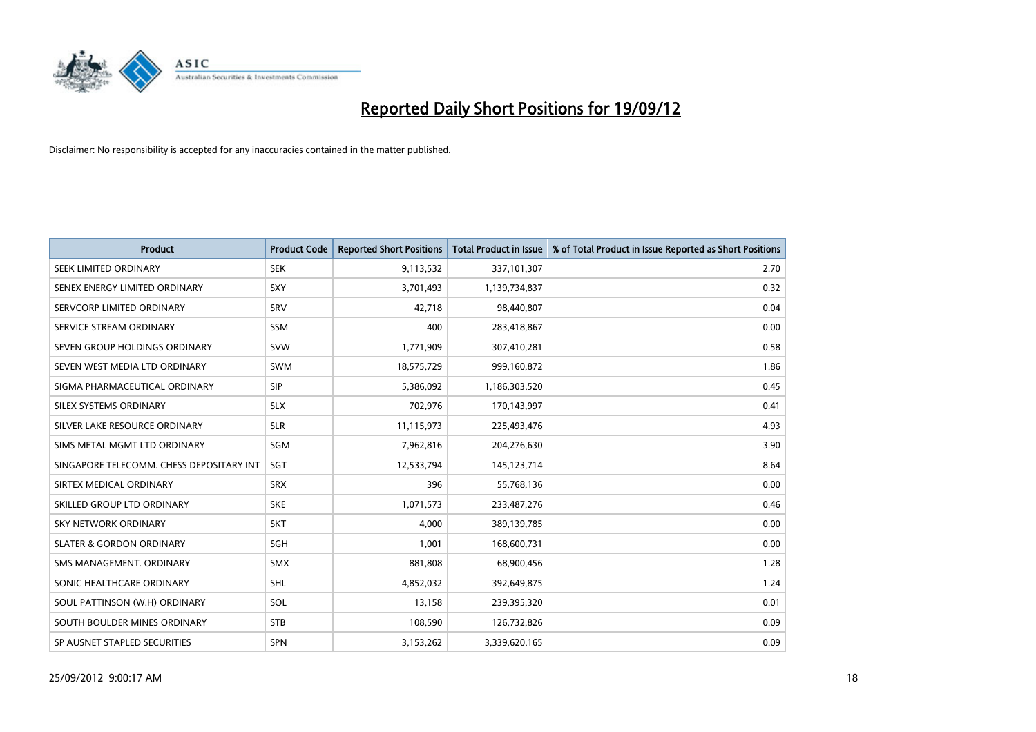# Reported Daily Short Positions for 19/09/12

Disclaimer: No responsibility is accepted for any inaccuracies contained in the matter published.

| Product | Product Code | Reported Short Positions | Total Product in Issue | % of Total Product in Issue Reported as Short Positions |
|---|---|---|---|---|
| SEEK LIMITED ORDINARY | SEK | 9,113,532 | 337,101,307 | 2.70 |
| SENEX ENERGY LIMITED ORDINARY | SXY | 3,701,493 | 1,139,734,837 | 0.32 |
| SERVCORP LIMITED ORDINARY | SRV | 42,718 | 98,440,807 | 0.04 |
| SERVICE STREAM ORDINARY | SSM | 400 | 283,418,867 | 0.00 |
| SEVEN GROUP HOLDINGS ORDINARY | SVW | 1,771,909 | 307,410,281 | 0.58 |
| SEVEN WEST MEDIA LTD ORDINARY | SWM | 18,575,729 | 999,160,872 | 1.86 |
| SIGMA PHARMACEUTICAL ORDINARY | SIP | 5,386,092 | 1,186,303,520 | 0.45 |
| SILEX SYSTEMS ORDINARY | SLX | 702,976 | 170,143,997 | 0.41 |
| SILVER LAKE RESOURCE ORDINARY | SLR | 11,115,973 | 225,493,476 | 4.93 |
| SIMS METAL MGMT LTD ORDINARY | SGM | 7,962,816 | 204,276,630 | 3.90 |
| SINGAPORE TELECOMM. CHESS DEPOSITARY INT | SGT | 12,533,794 | 145,123,714 | 8.64 |
| SIRTEX MEDICAL ORDINARY | SRX | 396 | 55,768,136 | 0.00 |
| SKILLED GROUP LTD ORDINARY | SKE | 1,071,573 | 233,487,276 | 0.46 |
| SKY NETWORK ORDINARY | SKT | 4,000 | 389,139,785 | 0.00 |
| SLATER & GORDON ORDINARY | SGH | 1,001 | 168,600,731 | 0.00 |
| SMS MANAGEMENT. ORDINARY | SMX | 881,808 | 68,900,456 | 1.28 |
| SONIC HEALTHCARE ORDINARY | SHL | 4,852,032 | 392,649,875 | 1.24 |
| SOUL PATTINSON (W.H) ORDINARY | SOL | 13,158 | 239,395,320 | 0.01 |
| SOUTH BOULDER MINES ORDINARY | STB | 108,590 | 126,732,826 | 0.09 |
| SP AUSNET STAPLED SECURITIES | SPN | 3,153,262 | 3,339,620,165 | 0.09 |

25/09/2012 9:00:17 AM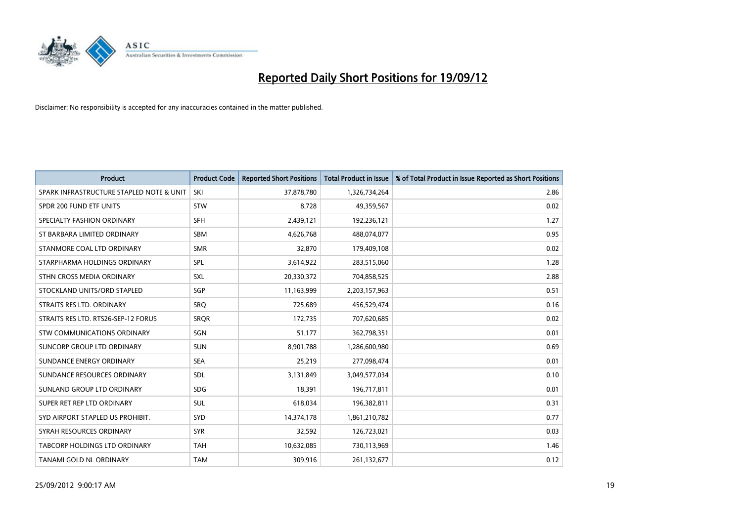# Reported Daily Short Positions for 19/09/12

Disclaimer: No responsibility is accepted for any inaccuracies contained in the matter published.

| Product | Product Code | Reported Short Positions | Total Product in Issue | % of Total Product in Issue Reported as Short Positions |
|---|---|---|---|---|
| SPARK INFRASTRUCTURE STAPLED NOTE & UNIT | SKI | 37,878,780 | 1,326,734,264 | 2.86 |
| SPDR 200 FUND ETF UNITS | STW | 8,728 | 49,359,567 | 0.02 |
| SPECIALTY FASHION ORDINARY | SFH | 2,439,121 | 192,236,121 | 1.27 |
| ST BARBARA LIMITED ORDINARY | SBM | 4,626,768 | 488,074,077 | 0.95 |
| STANMORE COAL LTD ORDINARY | SMR | 32,870 | 179,409,108 | 0.02 |
| STARPHARMA HOLDINGS ORDINARY | SPL | 3,614,922 | 283,515,060 | 1.28 |
| STHN CROSS MEDIA ORDINARY | SXL | 20,330,372 | 704,858,525 | 2.88 |
| STOCKLAND UNITS/ORD STAPLED | SGP | 11,163,999 | 2,203,157,963 | 0.51 |
| STRAITS RES LTD. ORDINARY | SRQ | 725,689 | 456,529,474 | 0.16 |
| STRAITS RES LTD. RTS26-SEP-12 FORUS | SRQR | 172,735 | 707,620,685 | 0.02 |
| STW COMMUNICATIONS ORDINARY | SGN | 51,177 | 362,798,351 | 0.01 |
| SUNCORP GROUP LTD ORDINARY | SUN | 8,901,788 | 1,286,600,980 | 0.69 |
| SUNDANCE ENERGY ORDINARY | SEA | 25,219 | 277,098,474 | 0.01 |
| SUNDANCE RESOURCES ORDINARY | SDL | 3,131,849 | 3,049,577,034 | 0.10 |
| SUNLAND GROUP LTD ORDINARY | SDG | 18,391 | 196,717,811 | 0.01 |
| SUPER RET REP LTD ORDINARY | SUL | 618,034 | 196,382,811 | 0.31 |
| SYD AIRPORT STAPLED US PROHIBIT. | SYD | 14,374,178 | 1,861,210,782 | 0.77 |
| SYRAH RESOURCES ORDINARY | SYR | 32,592 | 126,723,021 | 0.03 |
| TABCORP HOLDINGS LTD ORDINARY | TAH | 10,632,085 | 730,113,969 | 1.46 |
| TANAMI GOLD NL ORDINARY | TAM | 309,916 | 261,132,677 | 0.12 |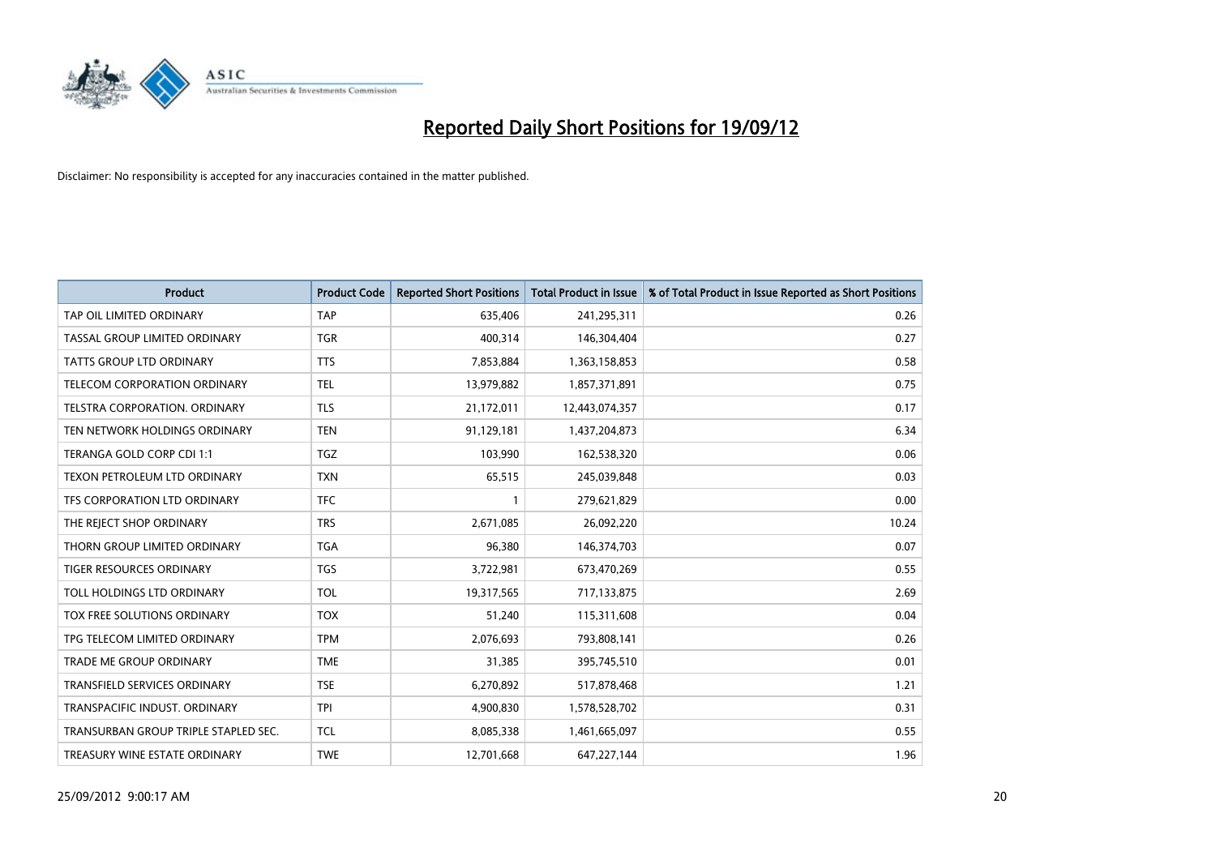# Reported Daily Short Positions for 19/09/12

Disclaimer: No responsibility is accepted for any inaccuracies contained in the matter published.

| Product | Product Code | Reported Short Positions | Total Product in Issue | % of Total Product in Issue Reported as Short Positions |
| --- | --- | --- | --- | --- |
| TAP OIL LIMITED ORDINARY | TAP | 635,406 | 241,295,311 | 0.26 |
| TASSAL GROUP LIMITED ORDINARY | TGR | 400,314 | 146,304,404 | 0.27 |
| TATTS GROUP LTD ORDINARY | TTS | 7,853,884 | 1,363,158,853 | 0.58 |
| TELECOM CORPORATION ORDINARY | TEL | 13,979,882 | 1,857,371,891 | 0.75 |
| TELSTRA CORPORATION. ORDINARY | TLS | 21,172,011 | 12,443,074,357 | 0.17 |
| TEN NETWORK HOLDINGS ORDINARY | TEN | 91,129,181 | 1,437,204,873 | 6.34 |
| TERANGA GOLD CORP CDI 1:1 | TGZ | 103,990 | 162,538,320 | 0.06 |
| TEXON PETROLEUM LTD ORDINARY | TXN | 65,515 | 245,039,848 | 0.03 |
| TFS CORPORATION LTD ORDINARY | TFC | 1 | 279,621,829 | 0.00 |
| THE REJECT SHOP ORDINARY | TRS | 2,671,085 | 26,092,220 | 10.24 |
| THORN GROUP LIMITED ORDINARY | TGA | 96,380 | 146,374,703 | 0.07 |
| TIGER RESOURCES ORDINARY | TGS | 3,722,981 | 673,470,269 | 0.55 |
| TOLL HOLDINGS LTD ORDINARY | TOL | 19,317,565 | 717,133,875 | 2.69 |
| TOX FREE SOLUTIONS ORDINARY | TOX | 51,240 | 115,311,608 | 0.04 |
| TPG TELECOM LIMITED ORDINARY | TPM | 2,076,693 | 793,808,141 | 0.26 |
| TRADE ME GROUP ORDINARY | TME | 31,385 | 395,745,510 | 0.01 |
| TRANSFIELD SERVICES ORDINARY | TSE | 6,270,892 | 517,878,468 | 1.21 |
| TRANSPACIFIC INDUST. ORDINARY | TPI | 4,900,830 | 1,578,528,702 | 0.31 |
| TRANSURBAN GROUP TRIPLE STAPLED SEC. | TCL | 8,085,338 | 1,461,665,097 | 0.55 |
| TREASURY WINE ESTATE ORDINARY | TWE | 12,701,668 | 647,227,144 | 1.96 |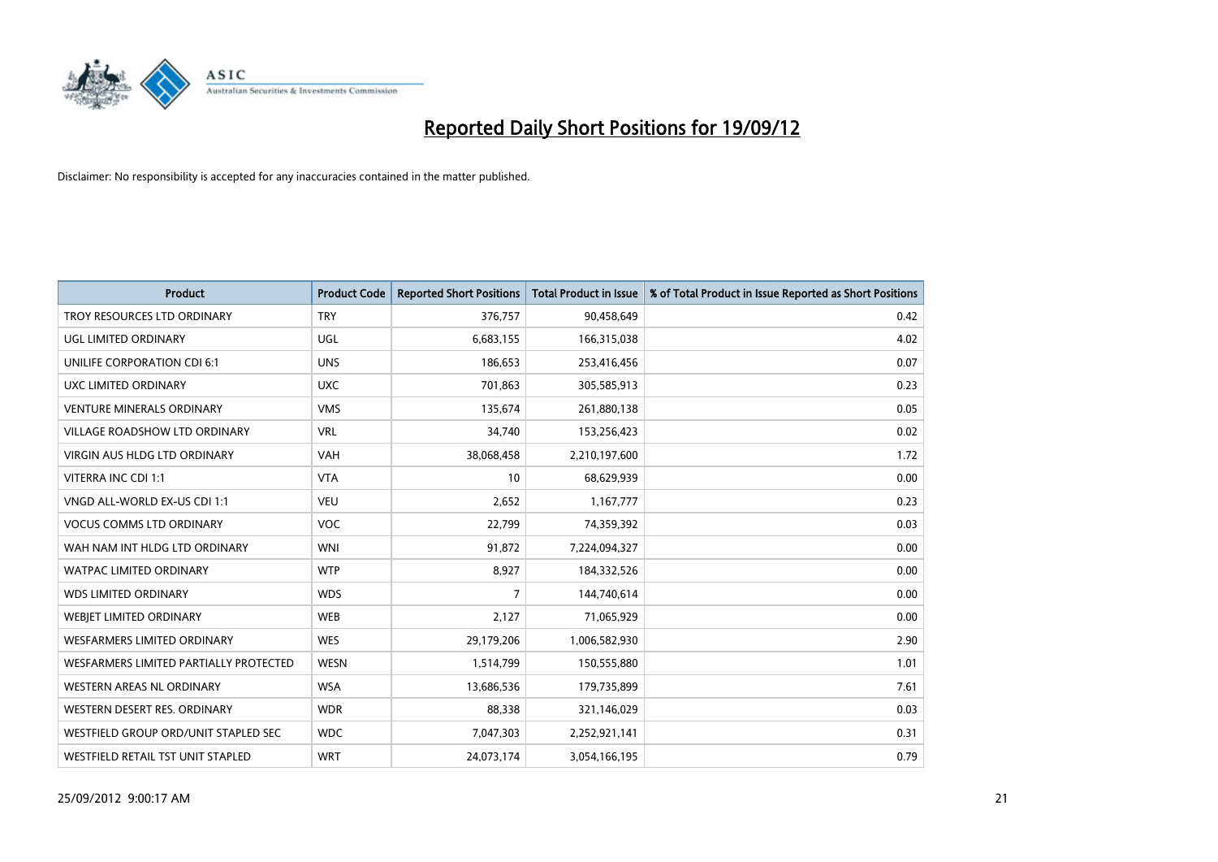# Reported Daily Short Positions for 19/09/12

Disclaimer: No responsibility is accepted for any inaccuracies contained in the matter published.

| Product | Product Code | Reported Short Positions | Total Product in Issue | % of Total Product in Issue Reported as Short Positions |
|---|---|---|---|---|
| TROY RESOURCES LTD ORDINARY | TRY | 376,757 | 90,458,649 | 0.42 |
| UGL LIMITED ORDINARY | UGL | 6,683,155 | 166,315,038 | 4.02 |
| UNILIFE CORPORATION CDI 6:1 | UNS | 186,653 | 253,416,456 | 0.07 |
| UXC LIMITED ORDINARY | UXC | 701,863 | 305,585,913 | 0.23 |
| VENTURE MINERALS ORDINARY | VMS | 135,674 | 261,880,138 | 0.05 |
| VILLAGE ROADSHOW LTD ORDINARY | VRL | 34,740 | 153,256,423 | 0.02 |
| VIRGIN AUS HLDG LTD ORDINARY | VAH | 38,068,458 | 2,210,197,600 | 1.72 |
| VITERRA INC CDI 1:1 | VTA | 10 | 68,629,939 | 0.00 |
| VNGD ALL-WORLD EX-US CDI 1:1 | VEU | 2,652 | 1,167,777 | 0.23 |
| VOCUS COMMS LTD ORDINARY | VOC | 22,799 | 74,359,392 | 0.03 |
| WAH NAM INT HLDG LTD ORDINARY | WNI | 91,872 | 7,224,094,327 | 0.00 |
| WATPAC LIMITED ORDINARY | WTP | 8,927 | 184,332,526 | 0.00 |
| WDS LIMITED ORDINARY | WDS | 7 | 144,740,614 | 0.00 |
| WEBJET LIMITED ORDINARY | WEB | 2,127 | 71,065,929 | 0.00 |
| WESFARMERS LIMITED ORDINARY | WES | 29,179,206 | 1,006,582,930 | 2.90 |
| WESFARMERS LIMITED PARTIALLY PROTECTED | WESN | 1,514,799 | 150,555,880 | 1.01 |
| WESTERN AREAS NL ORDINARY | WSA | 13,686,536 | 179,735,899 | 7.61 |
| WESTERN DESERT RES. ORDINARY | WDR | 88,338 | 321,146,029 | 0.03 |
| WESTFIELD GROUP ORD/UNIT STAPLED SEC | WDC | 7,047,303 | 2,252,921,141 | 0.31 |
| WESTFIELD RETAIL TST UNIT STAPLED | WRT | 24,073,174 | 3,054,166,195 | 0.79 |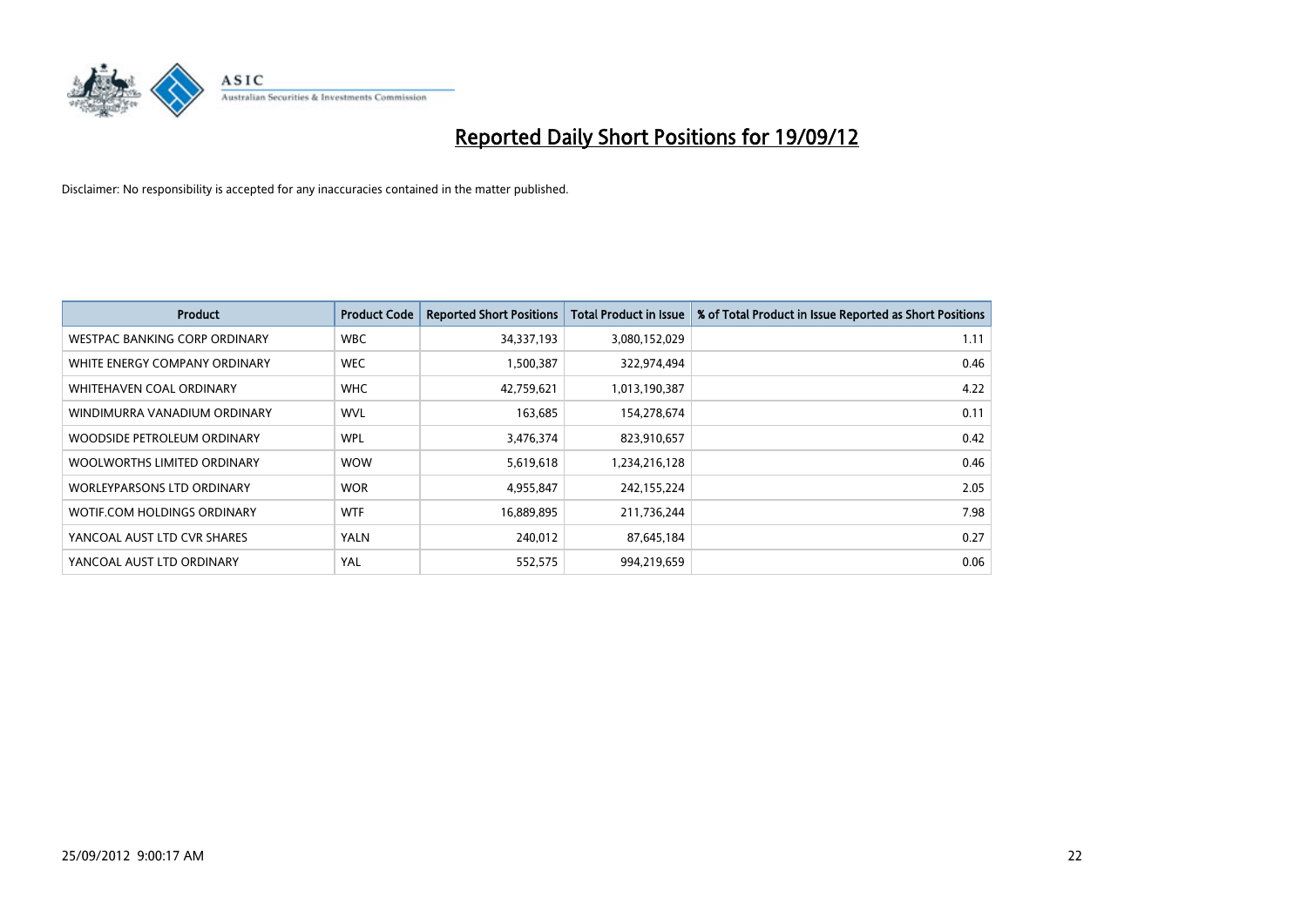# Reported Daily Short Positions for 19/09/12

Disclaimer: No responsibility is accepted for any inaccuracies contained in the matter published.

| Product | Product Code | Reported Short Positions | Total Product in Issue | % of Total Product in Issue Reported as Short Positions |
|---|---|---|---|---|
| WESTPAC BANKING CORP ORDINARY | WBC | 34,337,193 | 3,080,152,029 | 1.11 |
| WHITE ENERGY COMPANY ORDINARY | WEC | 1,500,387 | 322,974,494 | 0.46 |
| WHITEHAVEN COAL ORDINARY | WHC | 42,759,621 | 1,013,190,387 | 4.22 |
| WINDIMURRA VANADIUM ORDINARY | WVL | 163,685 | 154,278,674 | 0.11 |
| WOODSIDE PETROLEUM ORDINARY | WPL | 3,476,374 | 823,910,657 | 0.42 |
| WOOLWORTHS LIMITED ORDINARY | WOW | 5,619,618 | 1,234,216,128 | 0.46 |
| WORLEYPARSONS LTD ORDINARY | WOR | 4,955,847 | 242,155,224 | 2.05 |
| WOTIF.COM HOLDINGS ORDINARY | WTF | 16,889,895 | 211,736,244 | 7.98 |
| YANCOAL AUST LTD CVR SHARES | YALN | 240,012 | 87,645,184 | 0.27 |
| YANCOAL AUST LTD ORDINARY | YAL | 552,575 | 994,219,659 | 0.06 |